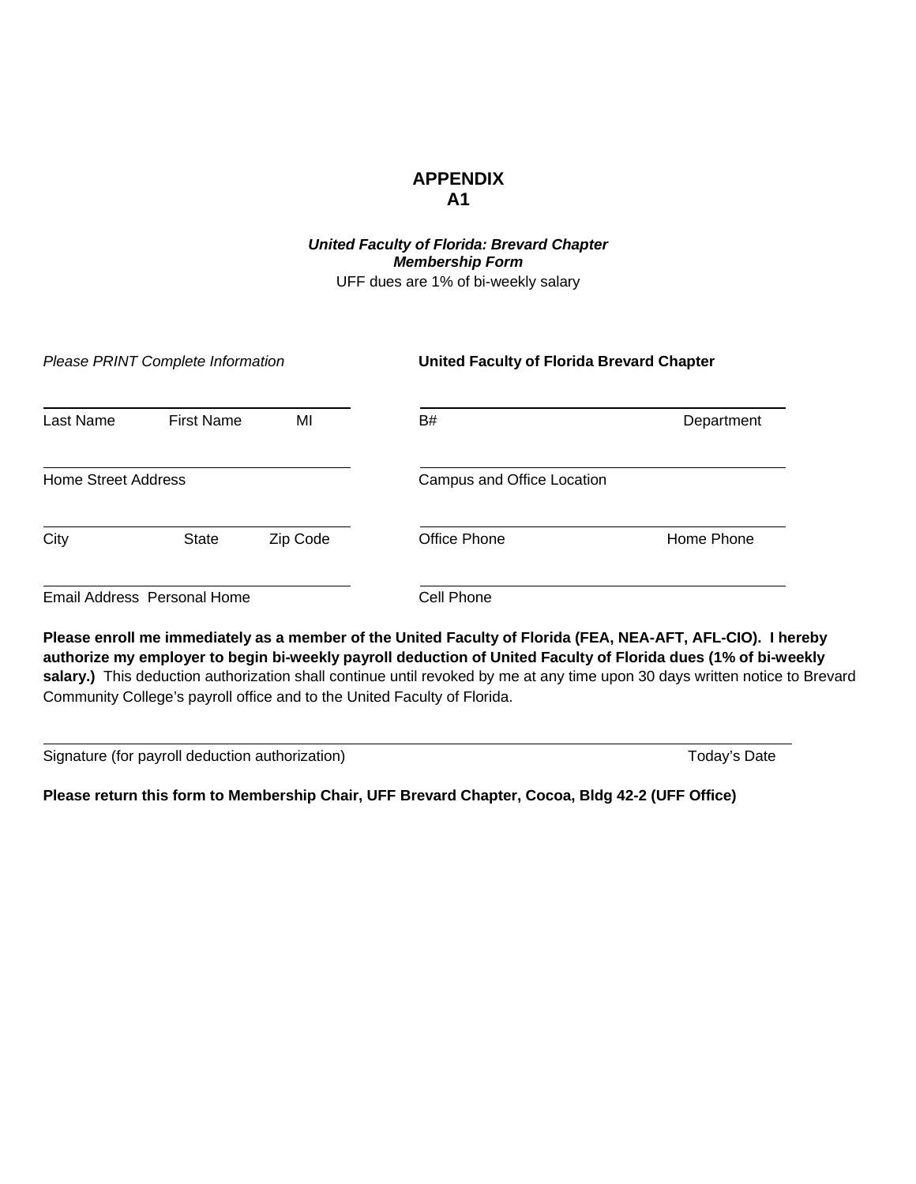# APPENDIX A1

***United Faculty of Florida: Brevard Chapter***
***Membership Form***
UFF dues are 1% of bi-weekly salary

*Please PRINT Complete Information*

**United Faculty of Florida Brevard Chapter**

| | |
|---|---|
| Last Name First Name MI | B# Department |
| Home Street Address | Campus and Office Location |
| City State Zip Code | Office Phone Home Phone |
| Email Address Personal Home | Cell Phone |

**Please enroll me immediately as a member of the United Faculty of Florida (FEA, NEA-AFT, AFL-CIO). I hereby authorize my employer to begin bi-weekly payroll deduction of United Faculty of Florida dues (1% of bi-weekly salary.)** This deduction authorization shall continue until revoked by me at any time upon 30 days written notice to Brevard Community College's payroll office and to the United Faculty of Florida.

Signature (for payroll deduction authorization) Today's Date

**Please return this form to Membership Chair, UFF Brevard Chapter, Cocoa, Bldg 42-2 (UFF Office)**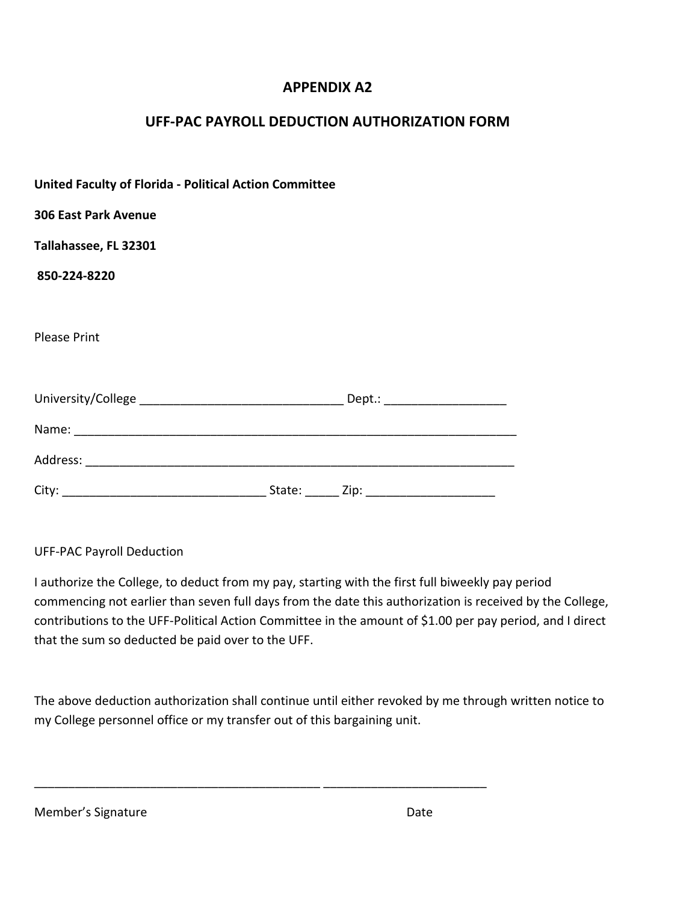## APPENDIX A2

## UFF-PAC PAYROLL DEDUCTION AUTHORIZATION FORM

**United Faculty of Florida - Political Action Committee**

**306 East Park Avenue**

**Tallahassee, FL 32301**

**850-224-8220**

Please Print

University/College ______________________________ Dept.: __________________

Name: ____________________________________________________________________

Address: __________________________________________________________________

City: ______________________________ State: _____ Zip: ___________________

UFF-PAC Payroll Deduction

I authorize the College, to deduct from my pay, starting with the first full biweekly pay period commencing not earlier than seven full days from the date this authorization is received by the College, contributions to the UFF-Political Action Committee in the amount of $1.00 per pay period, and I direct that the sum so deducted be paid over to the UFF.

The above deduction authorization shall continue until either revoked by me through written notice to my College personnel office or my transfer out of this bargaining unit.

__________________________________________ ________________________

Member's Signature Date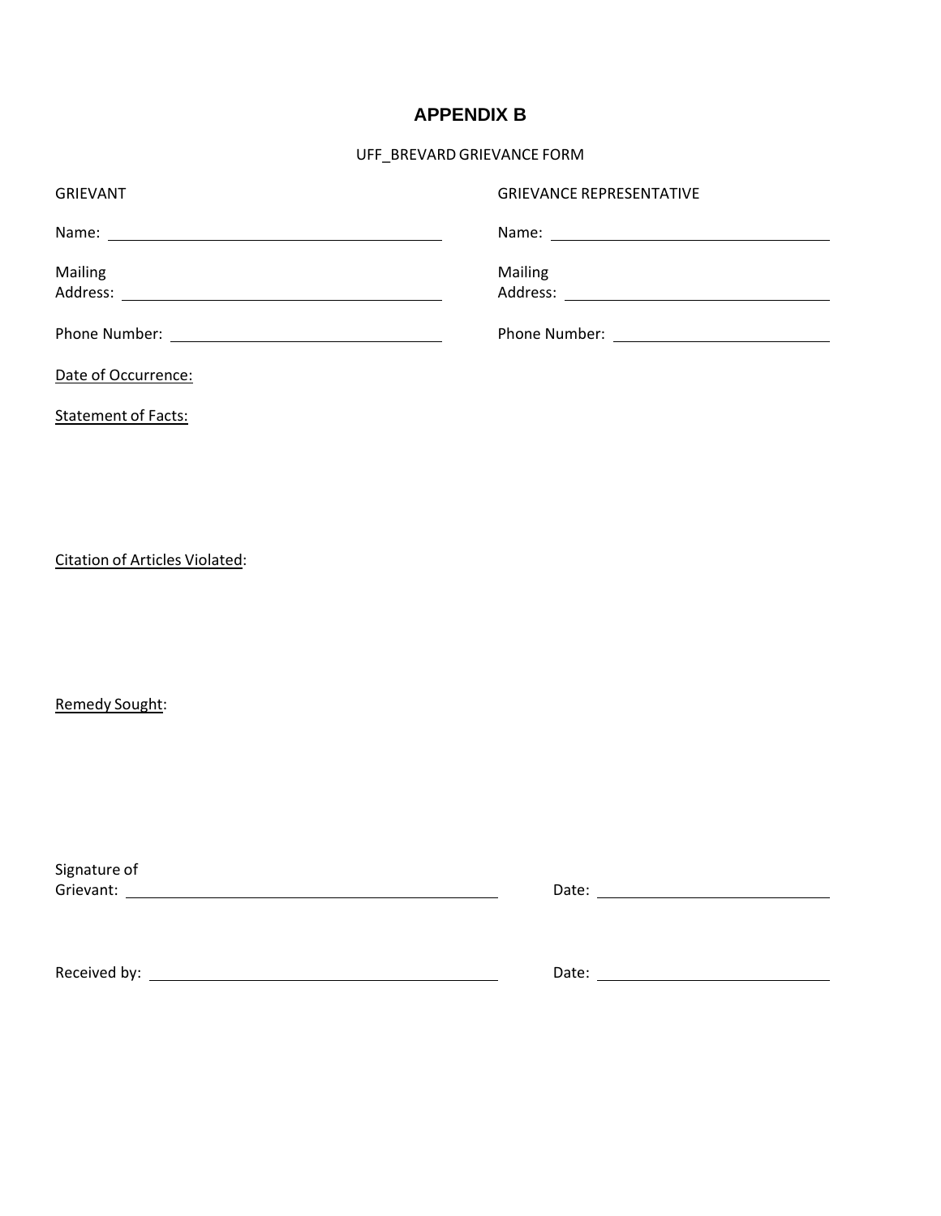# APPENDIX B

UFF_BREVARD GRIEVANCE FORM

| GRIEVANT | GRIEVANCE REPRESENTATIVE |
|---|---|
| Name: ____________________ | Name: ____________________ |
| Mailing Address: ____________________ | Mailing Address: ____________________ |
| Phone Number: ____________________ | Phone Number: ____________________ |

Date of Occurrence:

Statement of Facts:

Citation of Articles Violated:

Remedy Sought:

Signature of Grievant: ____________________ Date: ____________________

Received by: ____________________ Date: ____________________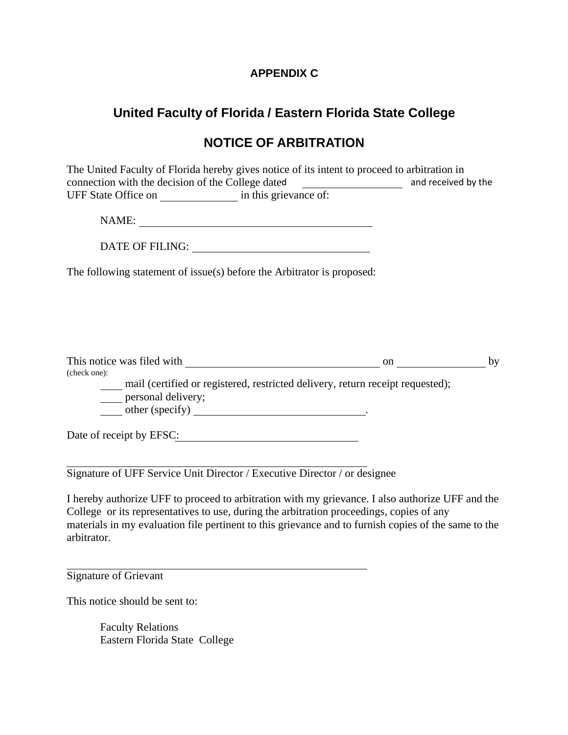## APPENDIX C

# United Faculty of Florida / Eastern Florida State College

## NOTICE OF ARBITRATION

The United Faculty of Florida hereby gives notice of its intent to proceed to arbitration in connection with the decision of the College dated \_\_\_\_\_\_\_\_\_\_\_\_\_\_\_\_\_\_ and received by the UFF State Office on \_\_\_\_\_\_\_\_\_\_\_\_\_\_ in this grievance of:

NAME: \_\_\_\_\_\_\_\_\_\_\_\_\_\_\_\_\_\_\_\_\_\_\_\_\_\_\_\_\_\_\_\_\_\_\_\_\_\_\_\_

DATE OF FILING: \_\_\_\_\_\_\_\_\_\_\_\_\_\_\_\_\_\_\_\_\_\_\_\_\_\_\_\_\_\_

The following statement of issue(s) before the Arbitrator is proposed:

This notice was filed with \_\_\_\_\_\_\_\_\_\_\_\_\_\_\_\_\_\_\_\_\_\_\_\_\_\_\_\_\_\_\_\_\_\_\_ on \_\_\_\_\_\_\_\_\_\_\_\_\_\_\_ by (check one):

\_\_\_\_ mail (certified or registered, restricted delivery, return receipt requested);
\_\_\_\_ personal delivery;
\_\_\_\_ other (specify) \_\_\_\_\_\_\_\_\_\_\_\_\_\_\_\_\_\_\_\_\_\_\_\_\_\_\_\_\_\_.

Date of receipt by EFSC: \_\_\_\_\_\_\_\_\_\_\_\_\_\_\_\_\_\_\_\_\_\_\_\_\_\_\_\_\_\_\_

\_\_\_\_\_\_\_\_\_\_\_\_\_\_\_\_\_\_\_\_\_\_\_\_\_\_\_\_\_\_\_\_\_\_\_\_\_\_\_\_\_\_\_\_\_\_\_\_\_\_\_\_\_
Signature of UFF Service Unit Director / Executive Director / or designee

I hereby authorize UFF to proceed to arbitration with my grievance. I also authorize UFF and the College or its representatives to use, during the arbitration proceedings, copies of any materials in my evaluation file pertinent to this grievance and to furnish copies of the same to the arbitrator.

\_\_\_\_\_\_\_\_\_\_\_\_\_\_\_\_\_\_\_\_\_\_\_\_\_\_\_\_\_\_\_\_\_\_\_\_\_\_\_\_\_\_\_\_\_\_\_\_\_\_\_\_\_
Signature of Grievant

This notice should be sent to:

Faculty Relations
Eastern Florida State College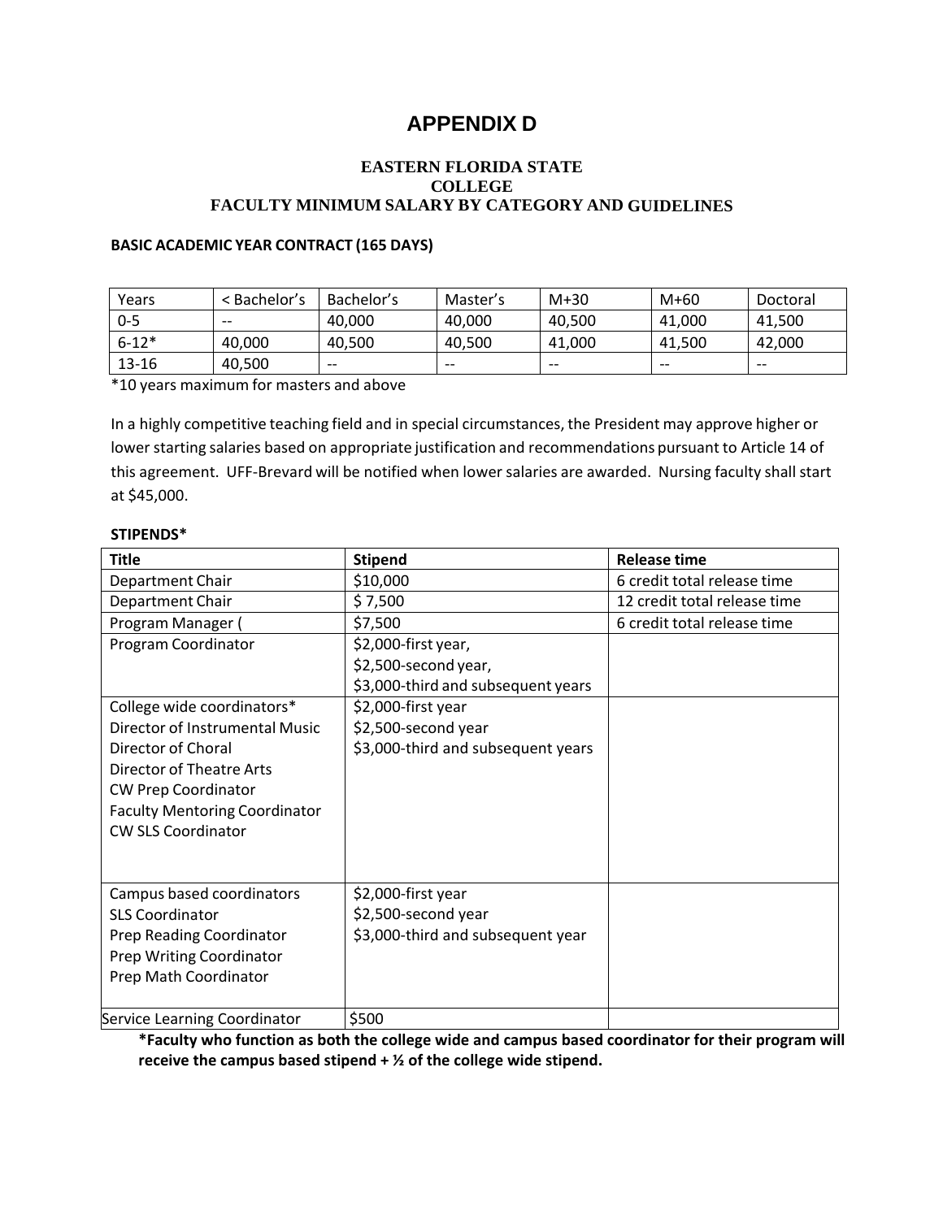# APPENDIX D

## EASTERN FLORIDA STATE COLLEGE
## FACULTY MINIMUM SALARY BY CATEGORY AND GUIDELINES

**BASIC ACADEMIC YEAR CONTRACT (165 DAYS)**

| Years | < Bachelor's | Bachelor's | Master's | M+30 | M+60 | Doctoral |
|---|---|---|---|---|---|---|
| 0-5 | -- | 40,000 | 40,000 | 40,500 | 41,000 | 41,500 |
| 6-12* | 40,000 | 40,500 | 40,500 | 41,000 | 41,500 | 42,000 |
| 13-16 | 40,500 | -- | -- | -- | -- | -- |

*10 years maximum for masters and above

In a highly competitive teaching field and in special circumstances, the President may approve higher or lower starting salaries based on appropriate justification and recommendations pursuant to Article 14 of this agreement. UFF-Brevard will be notified when lower salaries are awarded. Nursing faculty shall start at $45,000.

**STIPENDS***

| Title | Stipend | Release time |
|---|---|---|
| Department Chair | $10,000 | 6 credit total release time |
| Department Chair | $ 7,500 | 12 credit total release time |
| Program Manager ( | $7,500 | 6 credit total release time |
| Program Coordinator | $2,000-first year,<br>$2,500-second year,<br>$3,000-third and subsequent years | |
| College wide coordinators*<br>Director of Instrumental Music<br>Director of Choral<br>Director of Theatre Arts<br>CW Prep Coordinator<br>Faculty Mentoring Coordinator<br>CW SLS Coordinator | $2,000-first year<br>$2,500-second year<br>$3,000-third and subsequent years | |
| Campus based coordinators<br>SLS Coordinator<br>Prep Reading Coordinator<br>Prep Writing Coordinator<br>Prep Math Coordinator | $2,000-first year<br>$2,500-second year<br>$3,000-third and subsequent year | |
| Service Learning Coordinator | $500 | |

***Faculty who function as both the college wide and campus based coordinator for their program will receive the campus based stipend + ½ of the college wide stipend.**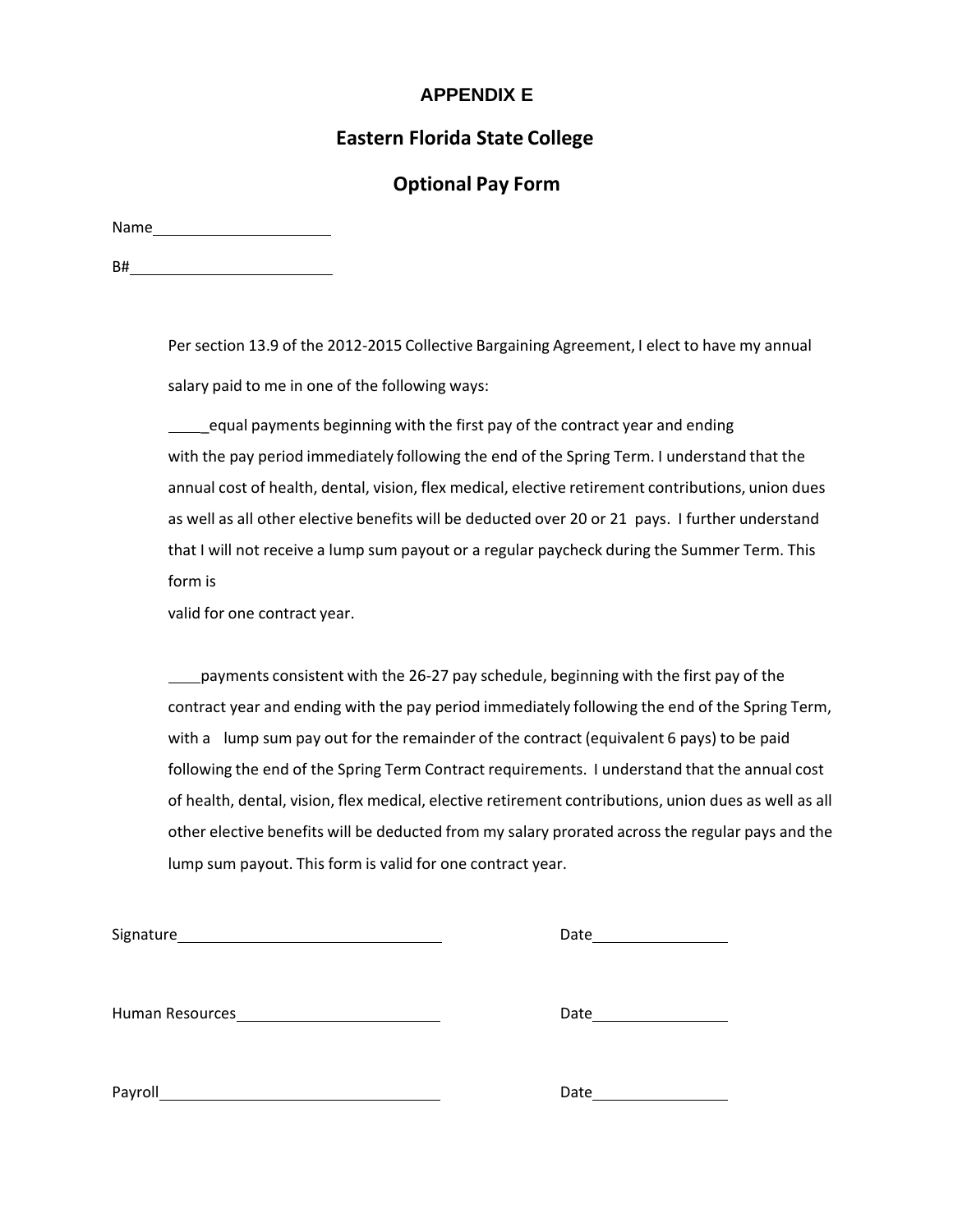## APPENDIX E

# Eastern Florida State College

## Optional Pay Form

Name\_\_\_\_\_\_\_\_\_\_\_\_\_\_\_\_\_\_\_\_\_\_

B#\_\_\_\_\_\_\_\_\_\_\_\_\_\_\_\_\_\_\_\_\_\_\_\_

Per section 13.9 of the 2012-2015 Collective Bargaining Agreement, I elect to have my annual salary paid to me in one of the following ways:

\_\_\_\_\_equal payments beginning with the first pay of the contract year and ending with the pay period immediately following the end of the Spring Term. I understand that the annual cost of health, dental, vision, flex medical, elective retirement contributions, union dues as well as all other elective benefits will be deducted over 20 or 21 pays. I further understand that I will not receive a lump sum payout or a regular paycheck during the Summer Term. This form is valid for one contract year.

\_\_\_\_payments consistent with the 26-27 pay schedule, beginning with the first pay of the contract year and ending with the pay period immediately following the end of the Spring Term, with a lump sum pay out for the remainder of the contract (equivalent 6 pays) to be paid following the end of the Spring Term Contract requirements. I understand that the annual cost of health, dental, vision, flex medical, elective retirement contributions, union dues as well as all other elective benefits will be deducted from my salary prorated across the regular pays and the lump sum payout. This form is valid for one contract year.

Signature\_\_\_\_\_\_\_\_\_\_\_\_\_\_\_\_\_\_\_\_\_\_\_\_\_\_\_\_\_\_\_\_ Date\_\_\_\_\_\_\_\_\_\_\_\_\_\_\_\_\_

Human Resources\_\_\_\_\_\_\_\_\_\_\_\_\_\_\_\_\_\_\_\_\_\_\_\_\_ Date\_\_\_\_\_\_\_\_\_\_\_\_\_\_\_\_\_

Payroll\_\_\_\_\_\_\_\_\_\_\_\_\_\_\_\_\_\_\_\_\_\_\_\_\_\_\_\_\_\_\_\_\_\_ Date\_\_\_\_\_\_\_\_\_\_\_\_\_\_\_\_\_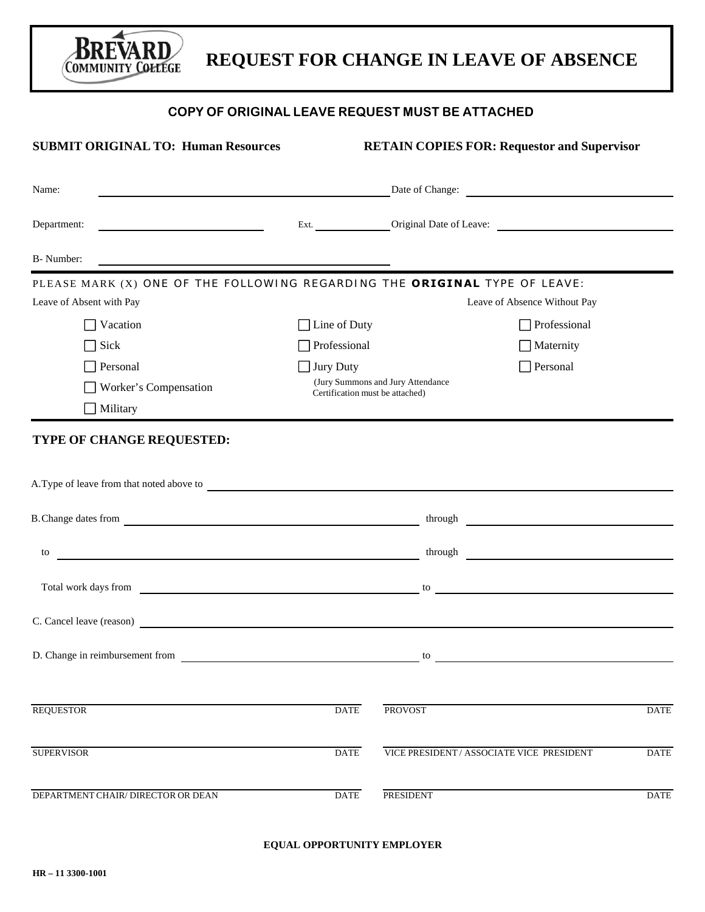# REQUEST FOR CHANGE IN LEAVE OF ABSENCE

**COPY OF ORIGINAL LEAVE REQUEST MUST BE ATTACHED**

**SUBMIT ORIGINAL TO: Human Resources** **RETAIN COPIES FOR: Requestor and Supervisor**

Name: ______________________________ Date of Change: ______________________________

Department: ____________________ Ext. __________ Original Date of Leave: ______________________________

B- Number: ______________________________

PLEASE MARK (X) ONE OF THE FOLLOWING REGARDING THE **ORIGINAL** TYPE OF LEAVE:

Leave of Absent with Pay

- ☐ Vacation
- ☐ Sick
- ☐ Personal
- ☐ Worker's Compensation
- ☐ Military
- ☐ Line of Duty
- ☐ Professional
- ☐ Jury Duty
  (Jury Summons and Jury Attendance Certification must be attached)

Leave of Absence Without Pay

- ☐ Professional
- ☐ Maternity
- ☐ Personal

## TYPE OF CHANGE REQUESTED:

A. Type of leave from that noted above to ______________________________

B. Change dates from ______________________________ through ______________________________

to ______________________________ through ______________________________

Total work days from ______________________________ to ______________________________

C. Cancel leave (reason) ______________________________

D. Change in reimbursement from ______________________________ to ______________________________

| | | | |
|---|---|---|---|
| REQUESTOR | DATE | PROVOST | DATE |
| SUPERVISOR | DATE | VICE PRESIDENT / ASSOCIATE VICE PRESIDENT | DATE |
| DEPARTMENT CHAIR/ DIRECTOR OR DEAN | DATE | PRESIDENT | DATE |

**EQUAL OPPORTUNITY EMPLOYER**

**HR – 11 3300-1001**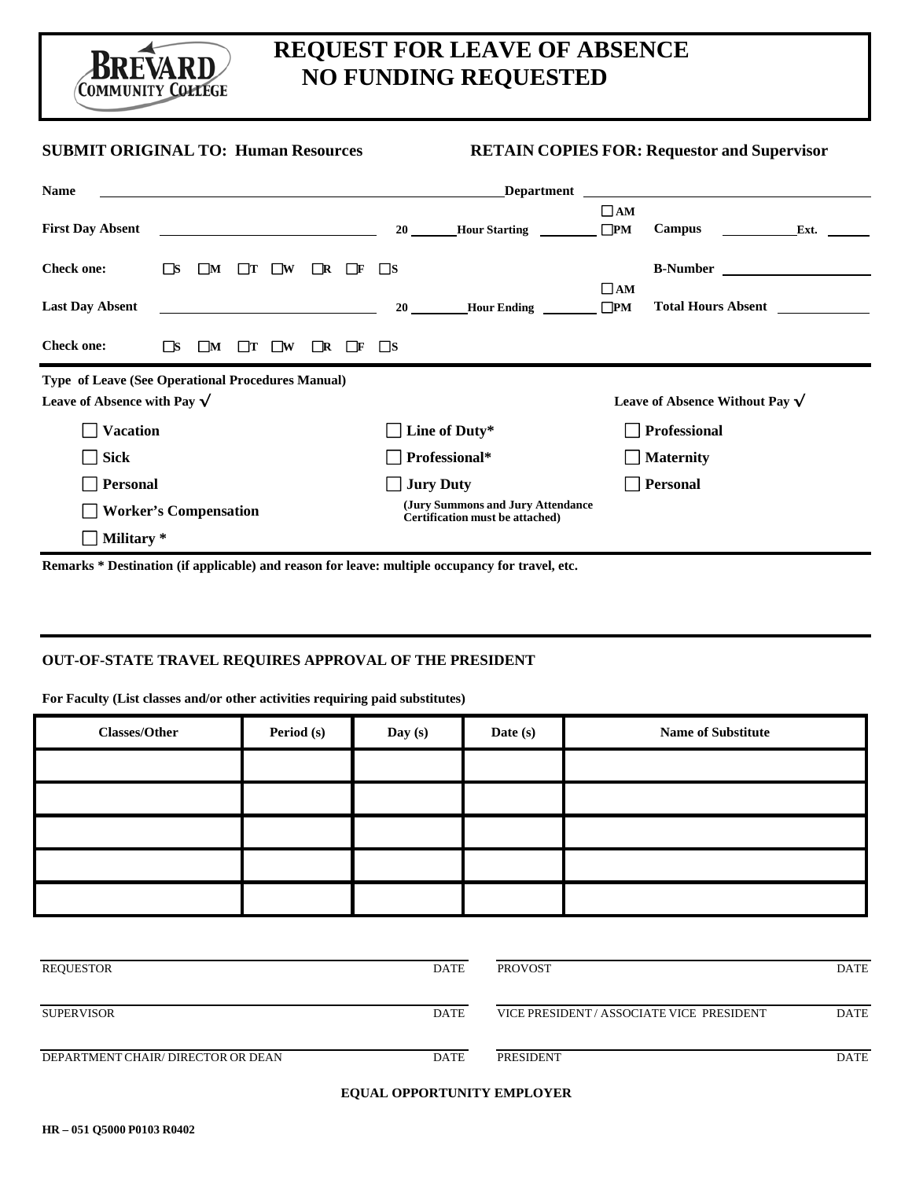# REQUEST FOR LEAVE OF ABSENCE NO FUNDING REQUESTED

Brevard Community College

**SUBMIT ORIGINAL TO: Human Resources** **RETAIN COPIES FOR: Requestor and Supervisor**

**Name** ______________________ **Department** ______________________

**First Day Absent** ______________ **20** ______ **Hour Starting** ______ ☐ **AM** ☐ **PM** **Campus** ______ **Ext.** ______

**Check one:** ☐ **S** ☐ **M** ☐ **T** ☐ **W** ☐ **R** ☐ **F** ☐ **S** **B-Number** ______________

**Last Day Absent** ______________ **20** ______ **Hour Ending** ______ ☐ **AM** ☐ **PM** **Total Hours Absent** ______

**Check one:** ☐ **S** ☐ **M** ☐ **T** ☐ **W** ☐ **R** ☐ **F** ☐ **S**

**Type of Leave (See Operational Procedures Manual)**

**Leave of Absence with Pay √**

- ☐ **Vacation**
- ☐ **Sick**
- ☐ **Personal**
- ☐ **Worker's Compensation**
- ☐ **Military \***
- ☐ **Line of Duty\***
- ☐ **Professional\***
- ☐ **Jury Duty**

**(Jury Summons and Jury Attendance Certification must be attached)**

**Leave of Absence Without Pay √**

- ☐ **Professional**
- ☐ **Maternity**
- ☐ **Personal**

**Remarks \* Destination (if applicable) and reason for leave: multiple occupancy for travel, etc.**

**OUT-OF-STATE TRAVEL REQUIRES APPROVAL OF THE PRESIDENT**

**For Faculty (List classes and/or other activities requiring paid substitutes)**

| Classes/Other | Period (s) | Day (s) | Date (s) | Name of Substitute |
|---|---|---|---|---|
| | | | | |
| | | | | |
| | | | | |
| | | | | |
| | | | | |

| | | | |
|---|---|---|---|
| REQUESTOR | DATE | PROVOST | DATE |
| SUPERVISOR | DATE | VICE PRESIDENT / ASSOCIATE VICE PRESIDENT | DATE |
| DEPARTMENT CHAIR/ DIRECTOR OR DEAN | DATE | PRESIDENT | DATE |

**EQUAL OPPORTUNITY EMPLOYER**

**HR – 051 Q5000 P0103 R0402**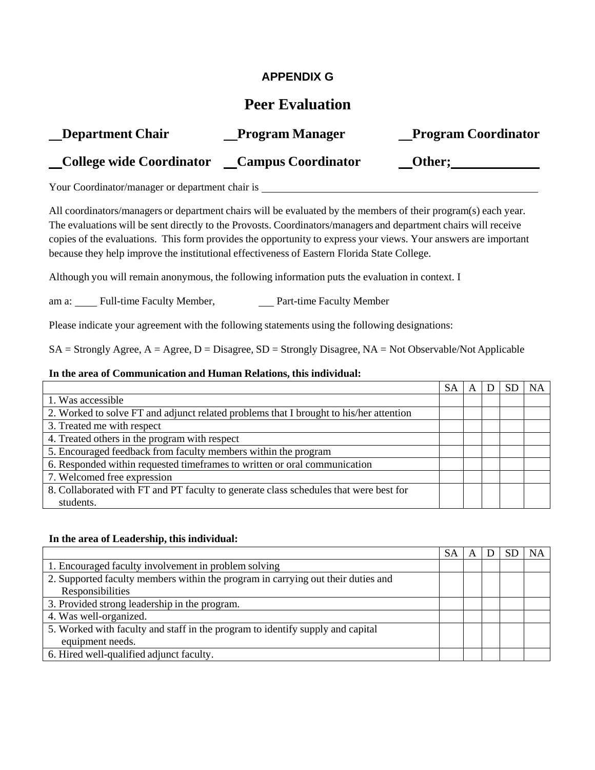**APPENDIX G**

# Peer Evaluation

**__Department Chair** **__Program Manager** **__Program Coordinator**

**__College wide Coordinator** **__Campus Coordinator** **__Other;____________**

Your Coordinator/manager or department chair is ______________________________________________

All coordinators/managers or department chairs will be evaluated by the members of their program(s) each year. The evaluations will be sent directly to the Provosts. Coordinators/managers and department chairs will receive copies of the evaluations. This form provides the opportunity to express your views. Your answers are important because they help improve the institutional effectiveness of Eastern Florida State College.

Although you will remain anonymous, the following information puts the evaluation in context. I

am a: ____ Full-time Faculty Member, ___ Part-time Faculty Member

Please indicate your agreement with the following statements using the following designations:

SA = Strongly Agree, A = Agree, D = Disagree, SD = Strongly Disagree, NA = Not Observable/Not Applicable

**In the area of Communication and Human Relations, this individual:**

| | SA | A | D | SD | NA |
|---|---|---|---|---|---|
| 1. Was accessible | | | | | |
| 2. Worked to solve FT and adjunct related problems that I brought to his/her attention | | | | | |
| 3. Treated me with respect | | | | | |
| 4. Treated others in the program with respect | | | | | |
| 5. Encouraged feedback from faculty members within the program | | | | | |
| 6. Responded within requested timeframes to written or oral communication | | | | | |
| 7. Welcomed free expression | | | | | |
| 8. Collaborated with FT and PT faculty to generate class schedules that were best for students. | | | | | |

**In the area of Leadership, this individual:**

| | SA | A | D | SD | NA |
|---|---|---|---|---|---|
| 1. Encouraged faculty involvement in problem solving | | | | | |
| 2. Supported faculty members within the program in carrying out their duties and Responsibilities | | | | | |
| 3. Provided strong leadership in the program. | | | | | |
| 4. Was well-organized. | | | | | |
| 5. Worked with faculty and staff in the program to identify supply and capital equipment needs. | | | | | |
| 6. Hired well-qualified adjunct faculty. | | | | | |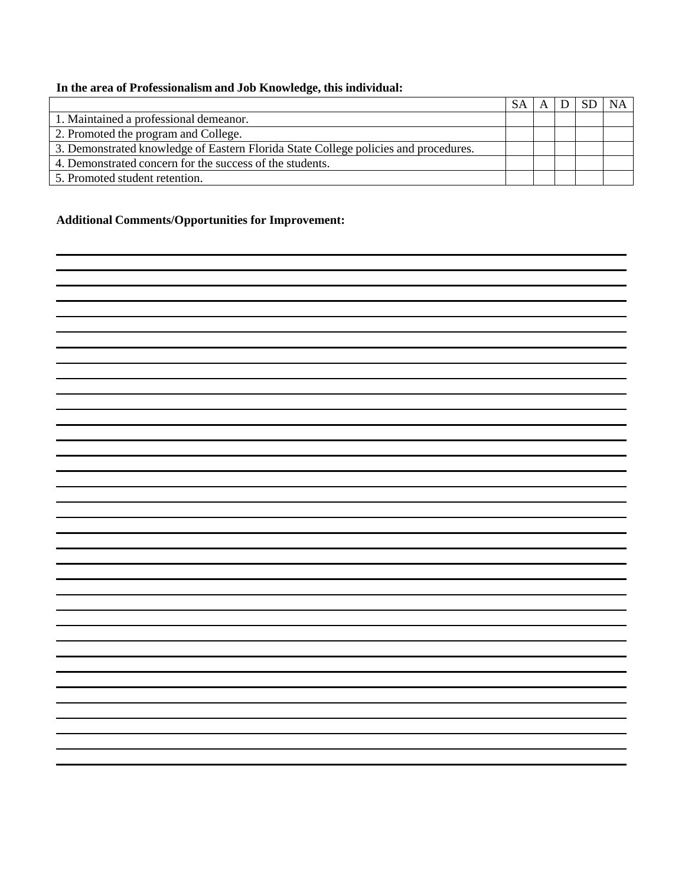**In the area of Professionalism and Job Knowledge, this individual:**

| | SA | A | D | SD | NA |
|---|---|---|---|---|---|
| 1. Maintained a professional demeanor. | | | | | |
| 2. Promoted the program and College. | | | | | |
| 3. Demonstrated knowledge of Eastern Florida State College policies and procedures. | | | | | |
| 4. Demonstrated concern for the success of the students. | | | | | |
| 5. Promoted student retention. | | | | | |

**Additional Comments/Opportunities for Improvement:**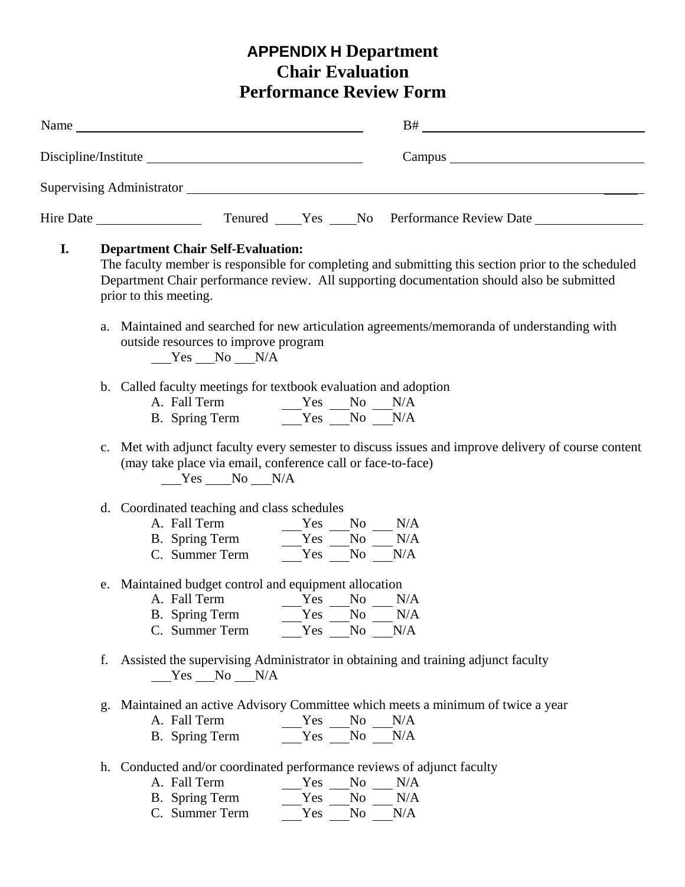# APPENDIX H Department Chair Evaluation Performance Review Form

Name ______________________________ B# ______________________________

Discipline/Institute ______________________________ Campus ______________________________

Supervising Administrator ____________________________________________________________

Hire Date ______________ Tenured ___Yes ___No Performance Review Date ______________

**I. Department Chair Self-Evaluation:**

The faculty member is responsible for completing and submitting this section prior to the scheduled Department Chair performance review. All supporting documentation should also be submitted prior to this meeting.

a. Maintained and searched for new articulation agreements/memoranda of understanding with outside resources to improve program

___Yes ___No ___N/A

b. Called faculty meetings for textbook evaluation and adoption

A. Fall Term ___Yes ___No ___N/A
B. Spring Term ___Yes ___No ___N/A

c. Met with adjunct faculty every semester to discuss issues and improve delivery of course content (may take place via email, conference call or face-to-face)

___Yes ___No ___N/A

d. Coordinated teaching and class schedules

A. Fall Term ___Yes ___No ___ N/A
B. Spring Term ___Yes ___No ___ N/A
C. Summer Term ___Yes ___No ___N/A

e. Maintained budget control and equipment allocation

A. Fall Term ___Yes ___No ___ N/A
B. Spring Term ___Yes ___No ___ N/A
C. Summer Term ___Yes ___No ___N/A

f. Assisted the supervising Administrator in obtaining and training adjunct faculty

___Yes ___No ___N/A

g. Maintained an active Advisory Committee which meets a minimum of twice a year

A. Fall Term ___Yes ___No ___N/A
B. Spring Term ___Yes ___No ___N/A

h. Conducted and/or coordinated performance reviews of adjunct faculty

A. Fall Term ___Yes ___No ___ N/A
B. Spring Term ___Yes ___No ___ N/A
C. Summer Term ___Yes ___No ___N/A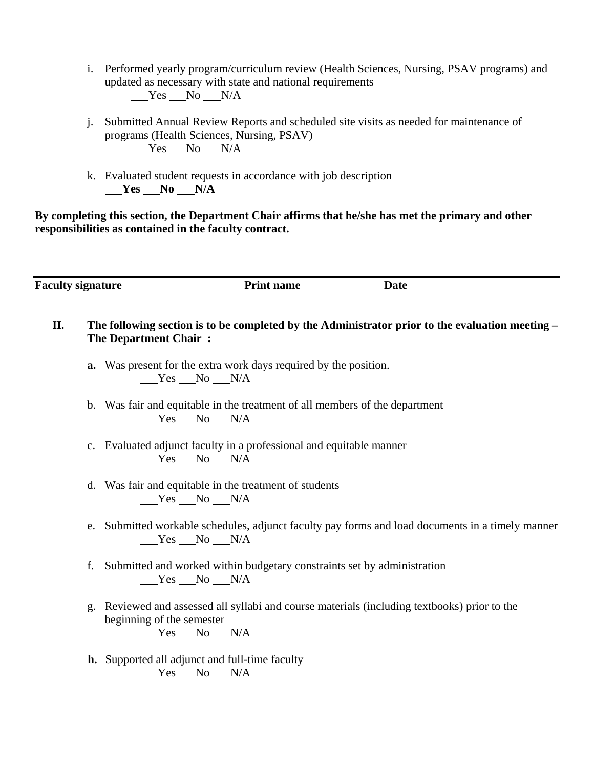i. Performed yearly program/curriculum review (Health Sciences, Nursing, PSAV programs) and updated as necessary with state and national requirements
 ___Yes ___No ___N/A

j. Submitted Annual Review Reports and scheduled site visits as needed for maintenance of programs (Health Sciences, Nursing, PSAV)
 ___Yes ___No ___N/A

k. Evaluated student requests in accordance with job description
 **___Yes ___No ___N/A**

**By completing this section, the Department Chair affirms that he/she has met the primary and other responsibilities as contained in the faculty contract.**

---

**Faculty signature** **Print name** **Date**

## II. The following section is to be completed by the Administrator prior to the evaluation meeting – The Department Chair :

**a.** Was present for the extra work days required by the position.
 ___Yes ___No ___N/A

b. Was fair and equitable in the treatment of all members of the department
 ___Yes ___No ___N/A

c. Evaluated adjunct faculty in a professional and equitable manner
 ___Yes ___No ___N/A

d. Was fair and equitable in the treatment of students
 ___Yes ___No ___N/A

e. Submitted workable schedules, adjunct faculty pay forms and load documents in a timely manner
 ___Yes ___No ___N/A

f. Submitted and worked within budgetary constraints set by administration
 ___Yes ___No ___N/A

g. Reviewed and assessed all syllabi and course materials (including textbooks) prior to the beginning of the semester
 ___Yes ___No ___N/A

**h.** Supported all adjunct and full-time faculty
 ___Yes ___No ___N/A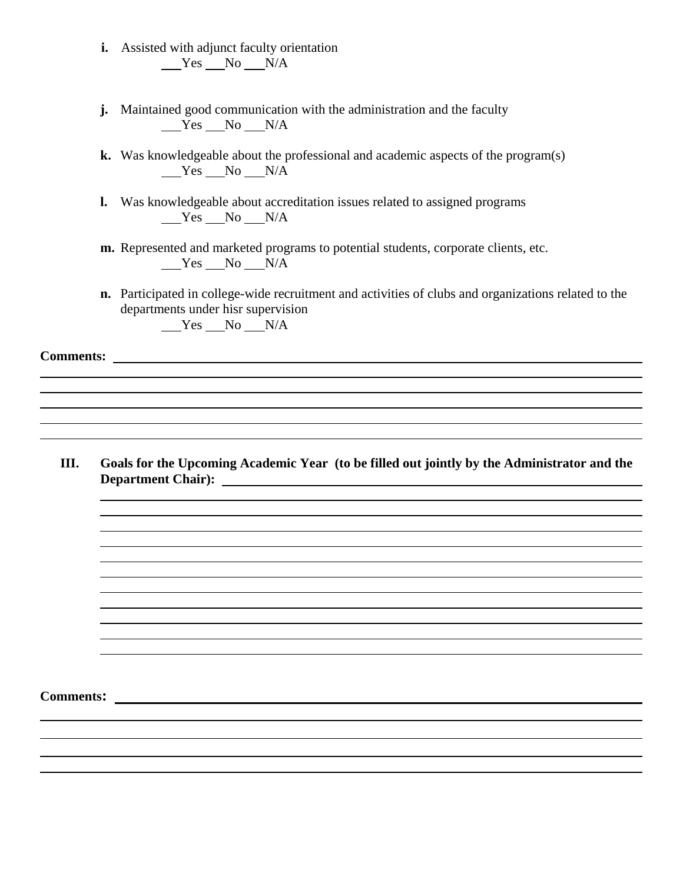**i.** Assisted with adjunct faculty orientation
___Yes ___No ___N/A

**j.** Maintained good communication with the administration and the faculty
___Yes ___No ___N/A

**k.** Was knowledgeable about the professional and academic aspects of the program(s)
___Yes ___No ___N/A

**l.** Was knowledgeable about accreditation issues related to assigned programs
___Yes ___No ___N/A

**m.** Represented and marketed programs to potential students, corporate clients, etc.
___Yes ___No ___N/A

**n.** Participated in college-wide recruitment and activities of clubs and organizations related to the departments under hisr supervision
___Yes ___No ___N/A

**Comments:** ________________________________________________________________

________________________________________________________________

________________________________________________________________

________________________________________________________________

________________________________________________________________

________________________________________________________________

## III. Goals for the Upcoming Academic Year (to be filled out jointly by the Administrator and the Department Chair):

________________________________________________________________

________________________________________________________________

________________________________________________________________

________________________________________________________________

________________________________________________________________

________________________________________________________________

________________________________________________________________

________________________________________________________________

________________________________________________________________

________________________________________________________________

________________________________________________________________

________________________________________________________________

**Comments:** ________________________________________________________________

________________________________________________________________

________________________________________________________________

________________________________________________________________

________________________________________________________________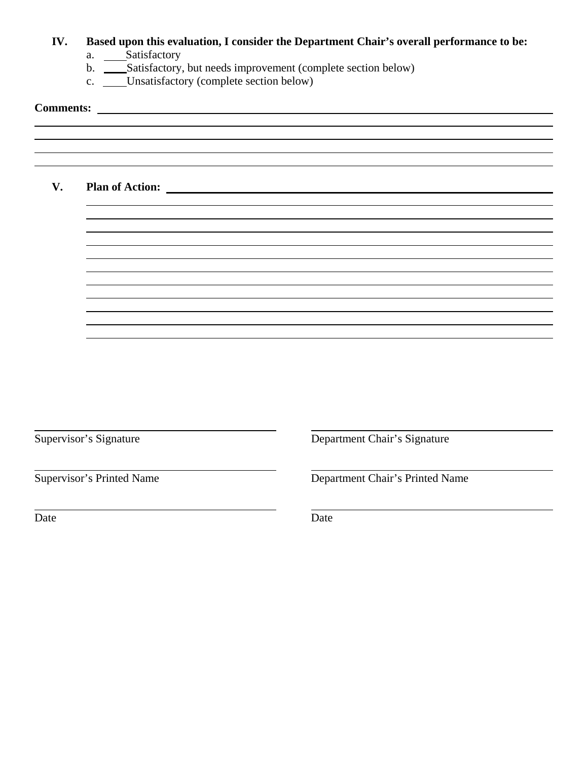**IV. Based upon this evaluation, I consider the Department Chair's overall performance to be:**

a. ____ Satisfactory

b. ____ Satisfactory, but needs improvement (complete section below)

c. ____ Unsatisfactory (complete section below)

**Comments:** ______________________________________________________________

______________________________________________________________________

______________________________________________________________________

______________________________________________________________________

______________________________________________________________________

**V. Plan of Action:** __________________________________________________________

______________________________________________________________________

______________________________________________________________________

______________________________________________________________________

______________________________________________________________________

______________________________________________________________________

______________________________________________________________________

______________________________________________________________________

______________________________________________________________________

______________________________________________________________________

______________________________________________________________________

______________________________________________________________________

| | |
|---|---|
| ______________________________ | ______________________________ |
| Supervisor's Signature | Department Chair's Signature |
| ______________________________ | ______________________________ |
| Supervisor's Printed Name | Department Chair's Printed Name |
| ______________________________ | ______________________________ |
| Date | Date |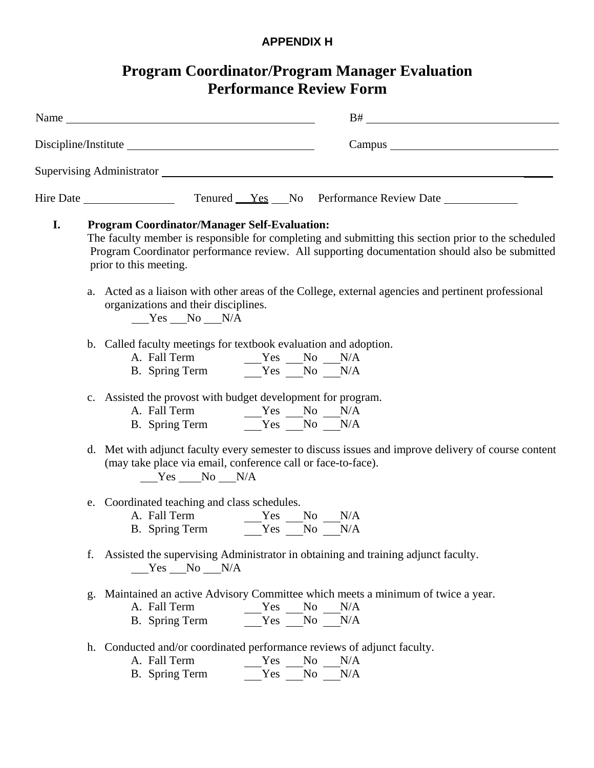**APPENDIX H**

# Program Coordinator/Program Manager Evaluation Performance Review Form

Name ____________________________________ B# ______________________________

Discipline/Institute __________________________ Campus __________________________

Supervising Administrator ______________________________________________________________

Hire Date ______________ Tenured ___Yes ___No Performance Review Date ___________

**I. Program Coordinator/Manager Self-Evaluation:**
The faculty member is responsible for completing and submitting this section prior to the scheduled Program Coordinator performance review. All supporting documentation should also be submitted prior to this meeting.

a. Acted as a liaison with other areas of the College, external agencies and pertinent professional organizations and their disciplines.
 ___Yes ___No ___N/A

b. Called faculty meetings for textbook evaluation and adoption.
 A. Fall Term ___Yes ___No ___N/A
 B. Spring Term ___Yes ___No ___N/A

c. Assisted the provost with budget development for program.
 A. Fall Term ___Yes ___No ___N/A
 B. Spring Term ___Yes ___No ___N/A

d. Met with adjunct faculty every semester to discuss issues and improve delivery of course content (may take place via email, conference call or face-to-face).
 ___Yes ____No ___N/A

e. Coordinated teaching and class schedules.
 A. Fall Term ___Yes ___No ___N/A
 B. Spring Term ___Yes ___No ___N/A

f. Assisted the supervising Administrator in obtaining and training adjunct faculty.
 ___Yes ___No ___N/A

g. Maintained an active Advisory Committee which meets a minimum of twice a year.
 A. Fall Term ___Yes ___No ___N/A
 B. Spring Term ___Yes ___No ___N/A

h. Conducted and/or coordinated performance reviews of adjunct faculty.
 A. Fall Term ___Yes ___No ___N/A
 B. Spring Term ___Yes ___No ___N/A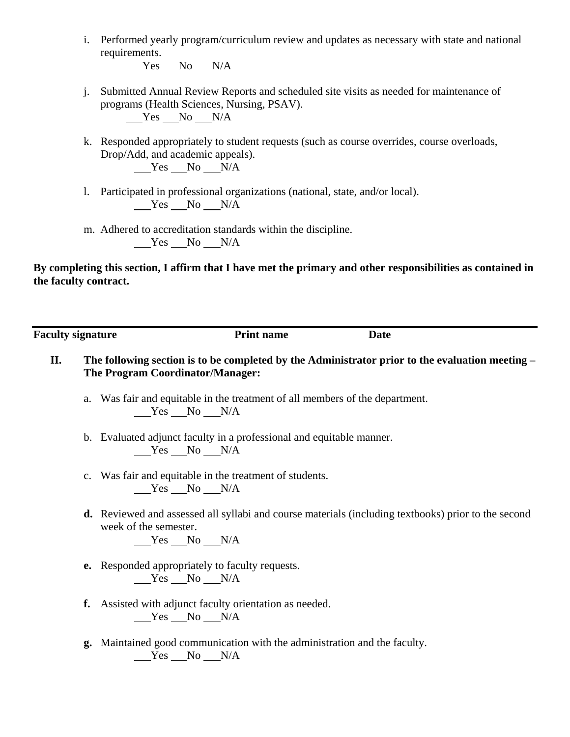i. Performed yearly program/curriculum review and updates as necessary with state and national requirements.
   ___Yes ___No ___N/A

j. Submitted Annual Review Reports and scheduled site visits as needed for maintenance of programs (Health Sciences, Nursing, PSAV).
   ___Yes ___No ___N/A

k. Responded appropriately to student requests (such as course overrides, course overloads, Drop/Add, and academic appeals).
   ___Yes ___No ___N/A

l. Participated in professional organizations (national, state, and/or local).
   ___Yes ___No ___N/A

m. Adhered to accreditation standards within the discipline.
   ___Yes ___No ___N/A

**By completing this section, I affirm that I have met the primary and other responsibilities as contained in the faculty contract.**

---

**Faculty signature** **Print name** **Date**

**II. The following section is to be completed by the Administrator prior to the evaluation meeting – The Program Coordinator/Manager:**

a. Was fair and equitable in the treatment of all members of the department.
   ___Yes ___No ___N/A

b. Evaluated adjunct faculty in a professional and equitable manner.
   ___Yes ___No ___N/A

c. Was fair and equitable in the treatment of students.
   ___Yes ___No ___N/A

**d.** Reviewed and assessed all syllabi and course materials (including textbooks) prior to the second week of the semester.
   ___Yes ___No ___N/A

**e.** Responded appropriately to faculty requests.
   ___Yes ___No ___N/A

**f.** Assisted with adjunct faculty orientation as needed.
   ___Yes ___No ___N/A

**g.** Maintained good communication with the administration and the faculty.
   ___Yes ___No ___N/A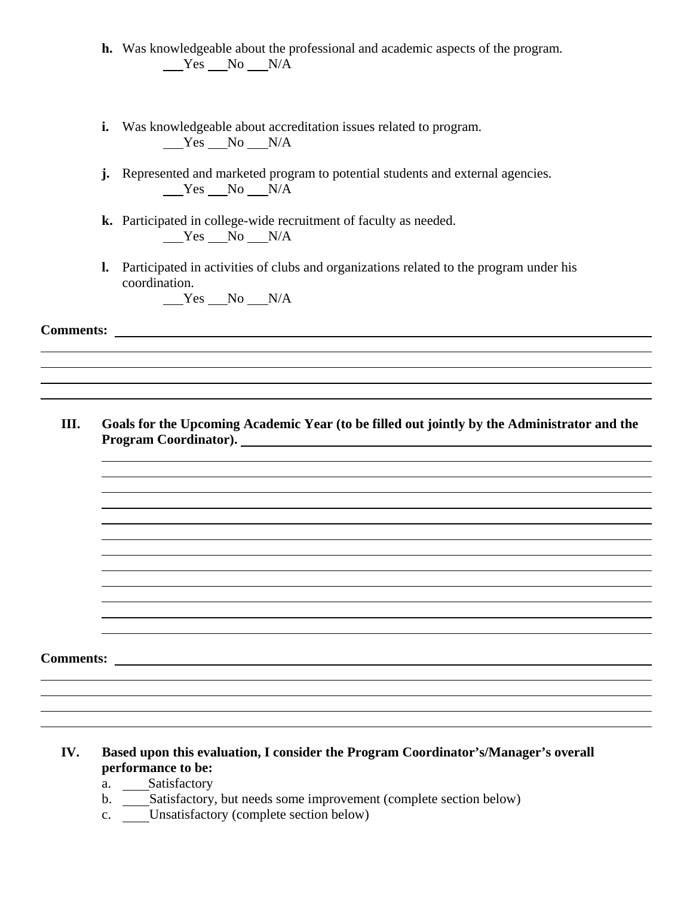**h.** Was knowledgeable about the professional and academic aspects of the program.
___Yes ___No ___N/A

**i.** Was knowledgeable about accreditation issues related to program.
___Yes ___No ___N/A

**j.** Represented and marketed program to potential students and external agencies.
___Yes ___No ___N/A

**k.** Participated in college-wide recruitment of faculty as needed.
___Yes ___No ___N/A

**l.** Participated in activities of clubs and organizations related to the program under his coordination.
___Yes ___No ___N/A

**Comments:** ____________________________________________________________

____________________________________________________________

____________________________________________________________

____________________________________________________________

____________________________________________________________

**III. Goals for the Upcoming Academic Year (to be filled out jointly by the Administrator and the Program Coordinator).** ____________________________________________________________

____________________________________________________________

____________________________________________________________

____________________________________________________________

____________________________________________________________

____________________________________________________________

____________________________________________________________

____________________________________________________________

____________________________________________________________

____________________________________________________________

____________________________________________________________

____________________________________________________________

____________________________________________________________

**Comments:** ____________________________________________________________

____________________________________________________________

____________________________________________________________

____________________________________________________________

____________________________________________________________

**IV. Based upon this evaluation, I consider the Program Coordinator's/Manager's overall performance to be:**

a. ____Satisfactory
b. ____Satisfactory, but needs some improvement (complete section below)
c. ____Unsatisfactory (complete section below)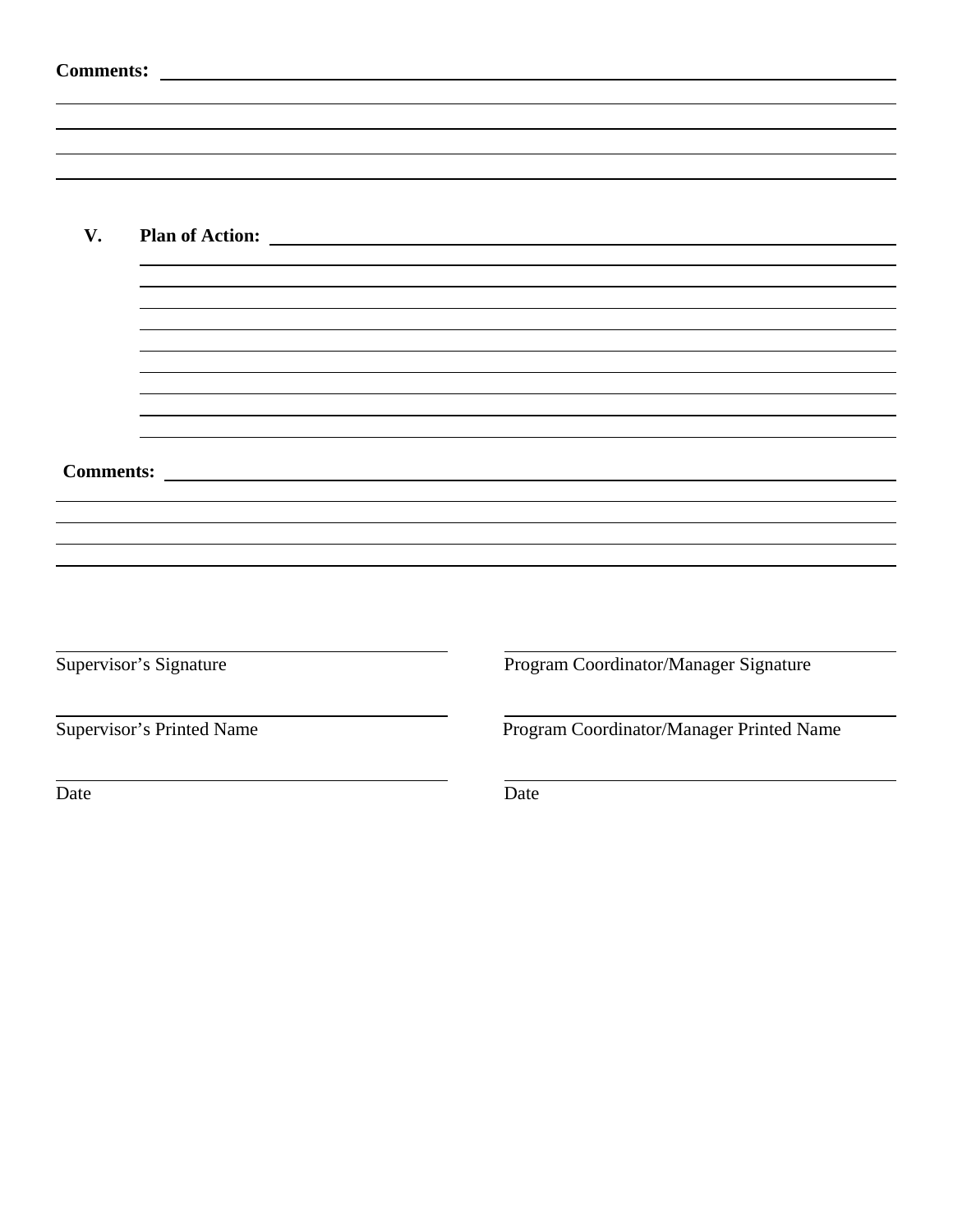**Comments:** \_\_\_\_\_\_\_\_\_\_\_\_\_\_\_\_\_\_\_\_\_\_\_\_\_\_\_\_\_\_\_\_\_\_\_\_\_\_\_\_\_\_\_\_\_\_\_\_

**V. Plan of Action:** \_\_\_\_\_\_\_\_\_\_\_\_\_\_\_\_\_\_\_\_\_\_\_\_\_\_\_\_\_\_\_\_\_\_\_\_\_\_\_\_\_\_\_\_\_\_\_\_

**Comments:** \_\_\_\_\_\_\_\_\_\_\_\_\_\_\_\_\_\_\_\_\_\_\_\_\_\_\_\_\_\_\_\_\_\_\_\_\_\_\_\_\_\_\_\_\_\_\_\_

| | |
|---|---|
| Supervisor's Signature | Program Coordinator/Manager Signature |
| Supervisor's Printed Name | Program Coordinator/Manager Printed Name |
| Date | Date |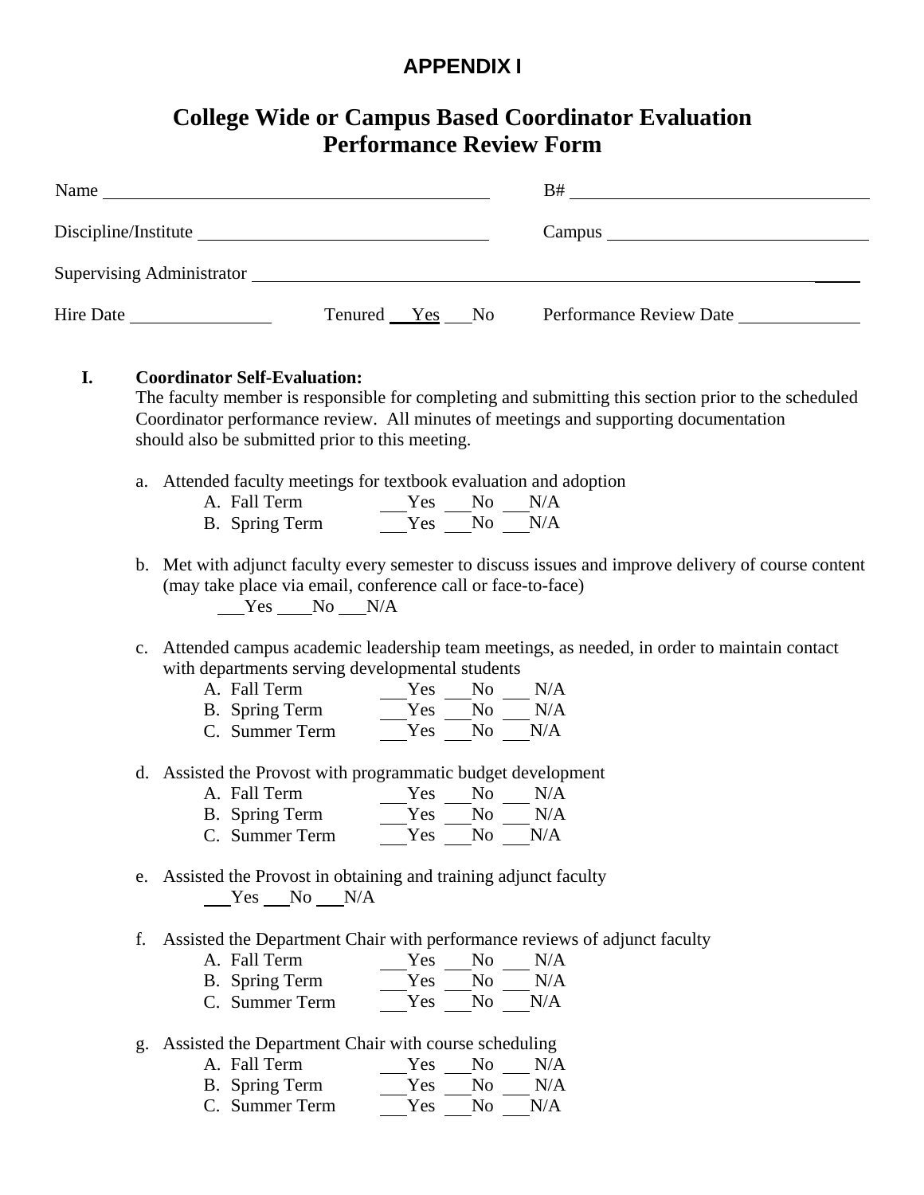## APPENDIX I

# College Wide or Campus Based Coordinator Evaluation Performance Review Form

Name ____________________________________________ B# ___________________________________

Discipline/Institute ________________________________ Campus ______________________________

Supervising Administrator ______________________________________________________________

Hire Date _______________ Tenured ___Yes ___No Performance Review Date _____________

**I. Coordinator Self-Evaluation:**

The faculty member is responsible for completing and submitting this section prior to the scheduled Coordinator performance review. All minutes of meetings and supporting documentation should also be submitted prior to this meeting.

a. Attended faculty meetings for textbook evaluation and adoption

- A. Fall Term ___Yes ___No ___N/A
- B. Spring Term ___Yes ___No ___N/A

b. Met with adjunct faculty every semester to discuss issues and improve delivery of course content (may take place via email, conference call or face-to-face)

___Yes ____No ___N/A

c. Attended campus academic leadership team meetings, as needed, in order to maintain contact with departments serving developmental students

- A. Fall Term ___Yes ___No ___ N/A
- B. Spring Term ___Yes ___No ___ N/A
- C. Summer Term ___Yes ___No ___N/A

d. Assisted the Provost with programmatic budget development

- A. Fall Term ___Yes ___No ___ N/A
- B. Spring Term ___Yes ___No ___ N/A
- C. Summer Term ___Yes ___No ___N/A

e. Assisted the Provost in obtaining and training adjunct faculty

___Yes ___No ___N/A

f. Assisted the Department Chair with performance reviews of adjunct faculty

- A. Fall Term ___Yes ___No ___ N/A
- B. Spring Term ___Yes ___No ___ N/A
- C. Summer Term ___Yes ___No ___N/A

g. Assisted the Department Chair with course scheduling

- A. Fall Term ___Yes ___No ___ N/A
- B. Spring Term ___Yes ___No ___ N/A
- C. Summer Term ___Yes ___No ___N/A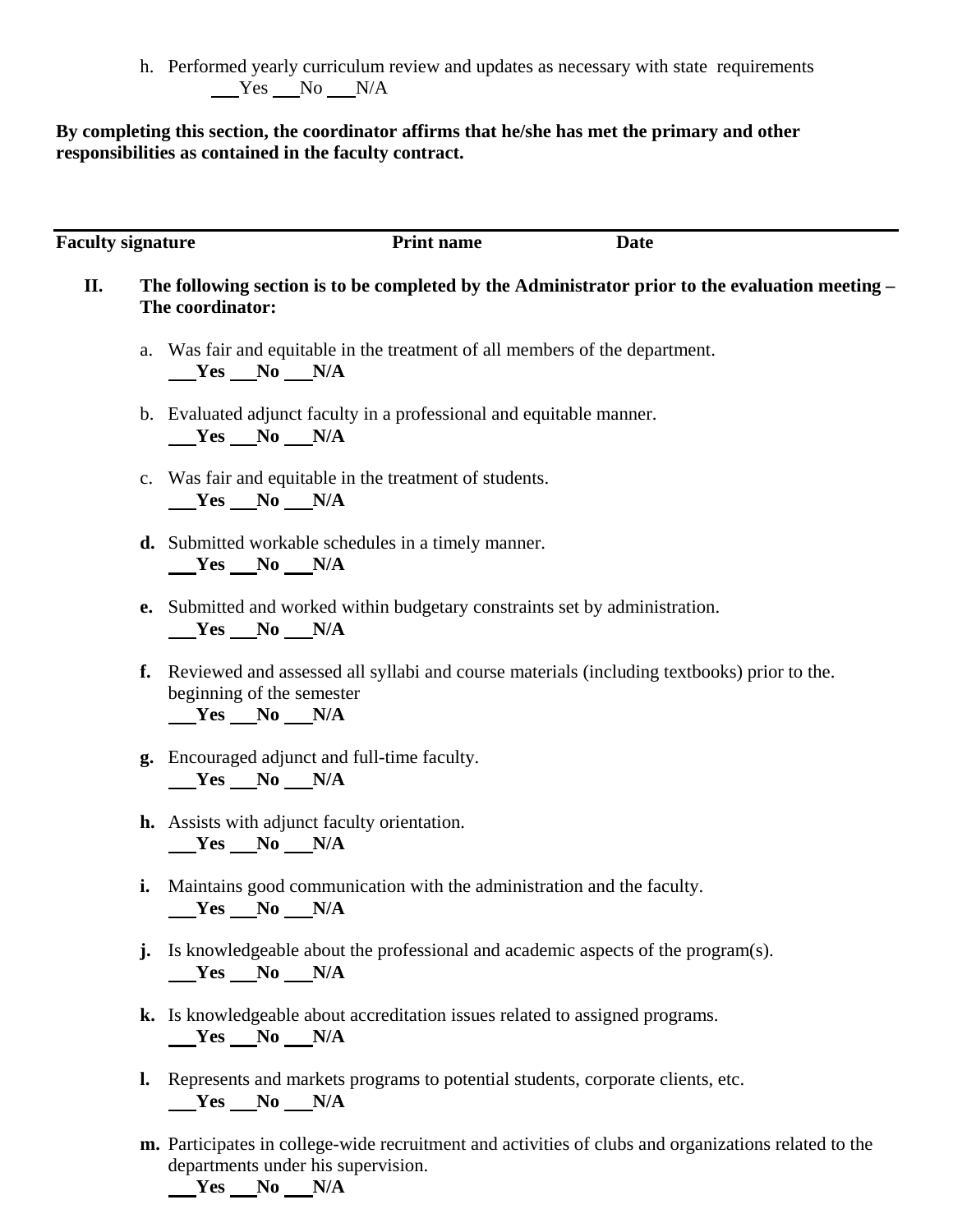h. Performed yearly curriculum review and updates as necessary with state requirements
   ___Yes ___No ___N/A

**By completing this section, the coordinator affirms that he/she has met the primary and other responsibilities as contained in the faculty contract.**

---

**Faculty signature** **Print name** **Date**

## II. The following section is to be completed by the Administrator prior to the evaluation meeting – The coordinator:

a. Was fair and equitable in the treatment of all members of the department.
   **___Yes ___No ___N/A**

b. Evaluated adjunct faculty in a professional and equitable manner.
   **___Yes ___No ___N/A**

c. Was fair and equitable in the treatment of students.
   **___Yes ___No ___N/A**

**d.** Submitted workable schedules in a timely manner.
   **___Yes ___No ___N/A**

**e.** Submitted and worked within budgetary constraints set by administration.
   **___Yes ___No ___N/A**

**f.** Reviewed and assessed all syllabi and course materials (including textbooks) prior to the. beginning of the semester
   **___Yes ___No ___N/A**

**g.** Encouraged adjunct and full-time faculty.
   **___Yes ___No ___N/A**

**h.** Assists with adjunct faculty orientation.
   **___Yes ___No ___N/A**

**i.** Maintains good communication with the administration and the faculty.
   **___Yes ___No ___N/A**

**j.** Is knowledgeable about the professional and academic aspects of the program(s).
   **___Yes ___No ___N/A**

**k.** Is knowledgeable about accreditation issues related to assigned programs.
   **___Yes ___No ___N/A**

**l.** Represents and markets programs to potential students, corporate clients, etc.
   **___Yes ___No ___N/A**

**m.** Participates in college-wide recruitment and activities of clubs and organizations related to the departments under his supervision.
   **___Yes ___No ___N/A**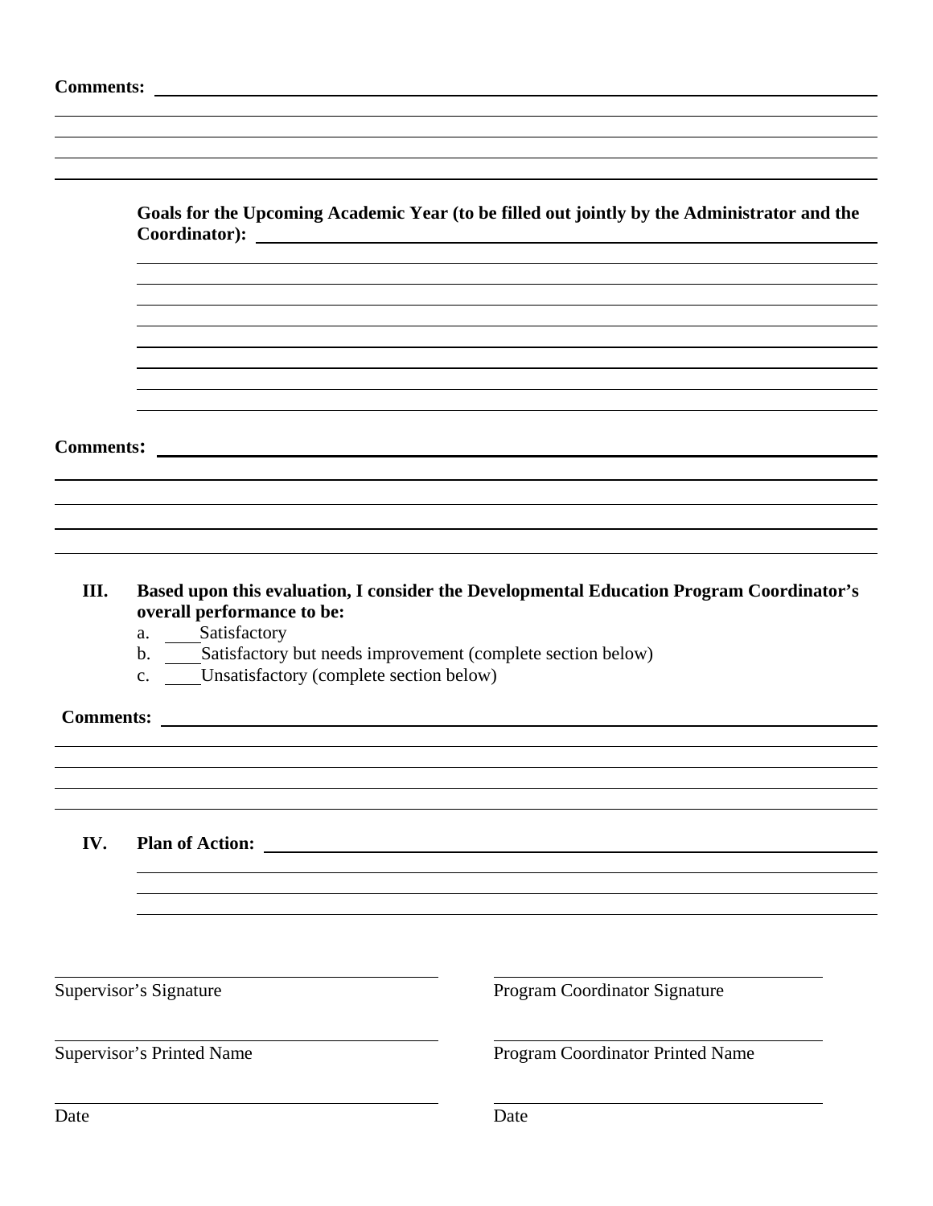**Comments:** \_\_\_\_\_\_\_\_\_\_\_\_\_\_\_\_\_\_\_\_\_\_\_\_\_\_\_\_\_\_\_\_\_\_\_\_\_\_\_\_

**Goals for the Upcoming Academic Year (to be filled out jointly by the Administrator and the Coordinator):** \_\_\_\_\_\_\_\_\_\_\_\_\_\_\_\_\_\_\_\_\_\_\_\_\_\_\_\_\_\_\_\_\_\_\_\_\_\_\_\_

**Comments:** \_\_\_\_\_\_\_\_\_\_\_\_\_\_\_\_\_\_\_\_\_\_\_\_\_\_\_\_\_\_\_\_\_\_\_\_\_\_\_\_

**III. Based upon this evaluation, I consider the Developmental Education Program Coordinator's overall performance to be:**

a. \_\_\_\_Satisfactory
b. \_\_\_\_Satisfactory but needs improvement (complete section below)
c. \_\_\_\_Unsatisfactory (complete section below)

**Comments:** \_\_\_\_\_\_\_\_\_\_\_\_\_\_\_\_\_\_\_\_\_\_\_\_\_\_\_\_\_\_\_\_\_\_\_\_\_\_\_\_

**IV. Plan of Action:** \_\_\_\_\_\_\_\_\_\_\_\_\_\_\_\_\_\_\_\_\_\_\_\_\_\_\_\_\_\_\_\_\_\_\_\_\_\_\_\_

| | |
|---|---|
| \_\_\_\_\_\_\_\_\_\_\_\_\_\_\_\_\_\_\_\_\_\_\_\_ | \_\_\_\_\_\_\_\_\_\_\_\_\_\_\_\_\_\_\_\_\_\_\_\_ |
| Supervisor's Signature | Program Coordinator Signature |
| \_\_\_\_\_\_\_\_\_\_\_\_\_\_\_\_\_\_\_\_\_\_\_\_ | \_\_\_\_\_\_\_\_\_\_\_\_\_\_\_\_\_\_\_\_\_\_\_\_ |
| Supervisor's Printed Name | Program Coordinator Printed Name |
| \_\_\_\_\_\_\_\_\_\_\_\_\_\_\_\_\_\_\_\_\_\_\_\_ | \_\_\_\_\_\_\_\_\_\_\_\_\_\_\_\_\_\_\_\_\_\_\_\_ |
| Date | Date |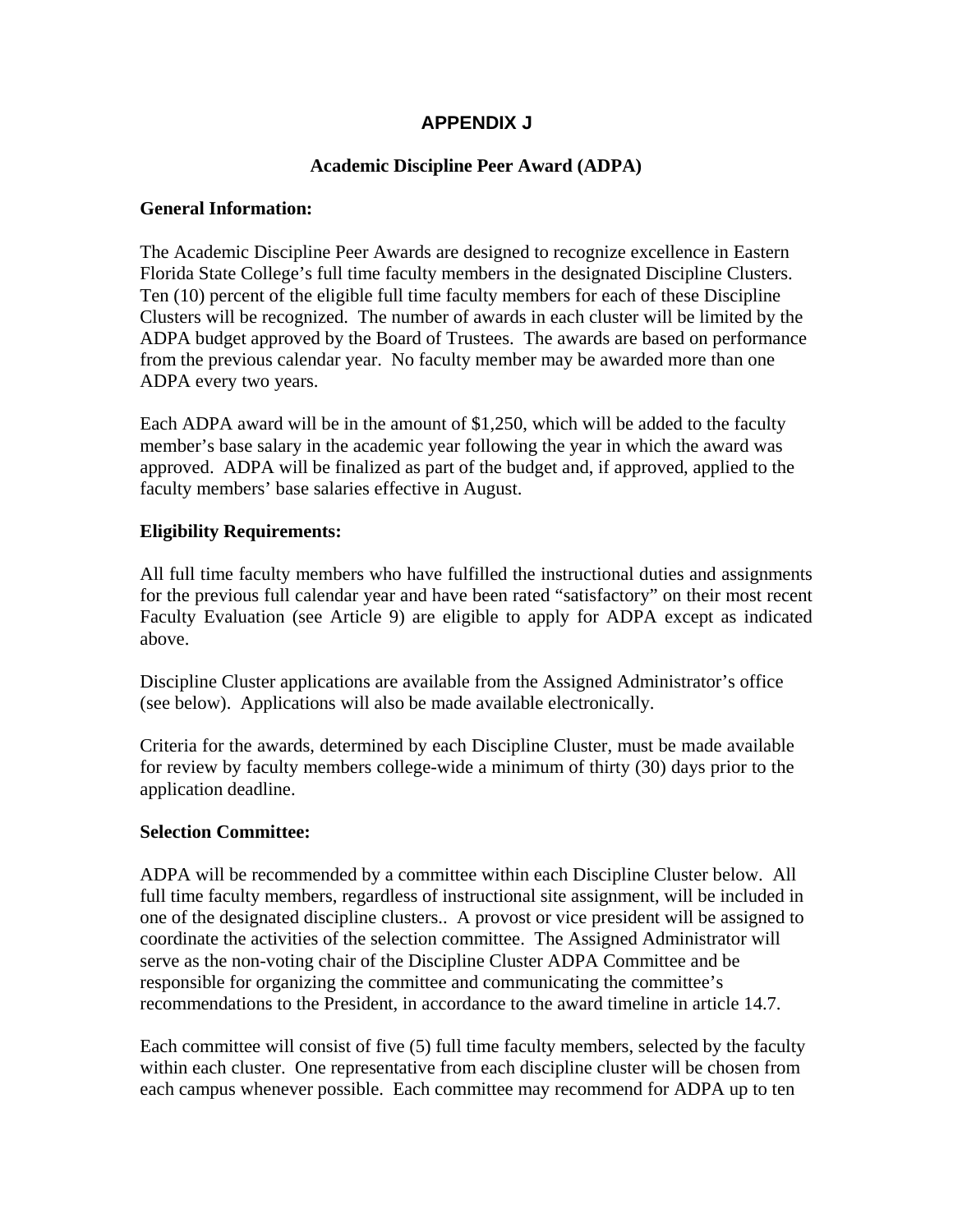# APPENDIX J

## Academic Discipline Peer Award (ADPA)

**General Information:**

The Academic Discipline Peer Awards are designed to recognize excellence in Eastern Florida State College's full time faculty members in the designated Discipline Clusters. Ten (10) percent of the eligible full time faculty members for each of these Discipline Clusters will be recognized. The number of awards in each cluster will be limited by the ADPA budget approved by the Board of Trustees. The awards are based on performance from the previous calendar year. No faculty member may be awarded more than one ADPA every two years.

Each ADPA award will be in the amount of $1,250, which will be added to the faculty member's base salary in the academic year following the year in which the award was approved. ADPA will be finalized as part of the budget and, if approved, applied to the faculty members' base salaries effective in August.

**Eligibility Requirements:**

All full time faculty members who have fulfilled the instructional duties and assignments for the previous full calendar year and have been rated "satisfactory" on their most recent Faculty Evaluation (see Article 9) are eligible to apply for ADPA except as indicated above.

Discipline Cluster applications are available from the Assigned Administrator's office (see below). Applications will also be made available electronically.

Criteria for the awards, determined by each Discipline Cluster, must be made available for review by faculty members college-wide a minimum of thirty (30) days prior to the application deadline.

**Selection Committee:**

ADPA will be recommended by a committee within each Discipline Cluster below. All full time faculty members, regardless of instructional site assignment, will be included in one of the designated discipline clusters.. A provost or vice president will be assigned to coordinate the activities of the selection committee. The Assigned Administrator will serve as the non-voting chair of the Discipline Cluster ADPA Committee and be responsible for organizing the committee and communicating the committee's recommendations to the President, in accordance to the award timeline in article 14.7.

Each committee will consist of five (5) full time faculty members, selected by the faculty within each cluster. One representative from each discipline cluster will be chosen from each campus whenever possible. Each committee may recommend for ADPA up to ten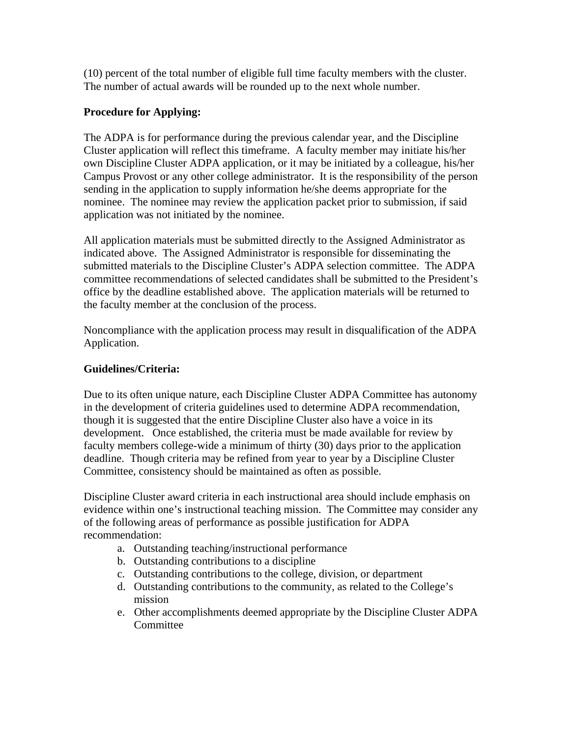(10) percent of the total number of eligible full time faculty members with the cluster. The number of actual awards will be rounded up to the next whole number.

**Procedure for Applying:**

The ADPA is for performance during the previous calendar year, and the Discipline Cluster application will reflect this timeframe. A faculty member may initiate his/her own Discipline Cluster ADPA application, or it may be initiated by a colleague, his/her Campus Provost or any other college administrator. It is the responsibility of the person sending in the application to supply information he/she deems appropriate for the nominee. The nominee may review the application packet prior to submission, if said application was not initiated by the nominee.

All application materials must be submitted directly to the Assigned Administrator as indicated above. The Assigned Administrator is responsible for disseminating the submitted materials to the Discipline Cluster's ADPA selection committee. The ADPA committee recommendations of selected candidates shall be submitted to the President's office by the deadline established above. The application materials will be returned to the faculty member at the conclusion of the process.

Noncompliance with the application process may result in disqualification of the ADPA Application.

**Guidelines/Criteria:**

Due to its often unique nature, each Discipline Cluster ADPA Committee has autonomy in the development of criteria guidelines used to determine ADPA recommendation, though it is suggested that the entire Discipline Cluster also have a voice in its development. Once established, the criteria must be made available for review by faculty members college-wide a minimum of thirty (30) days prior to the application deadline. Though criteria may be refined from year to year by a Discipline Cluster Committee, consistency should be maintained as often as possible.

Discipline Cluster award criteria in each instructional area should include emphasis on evidence within one's instructional teaching mission. The Committee may consider any of the following areas of performance as possible justification for ADPA recommendation:

a. Outstanding teaching/instructional performance
b. Outstanding contributions to a discipline
c. Outstanding contributions to the college, division, or department
d. Outstanding contributions to the community, as related to the College's mission
e. Other accomplishments deemed appropriate by the Discipline Cluster ADPA Committee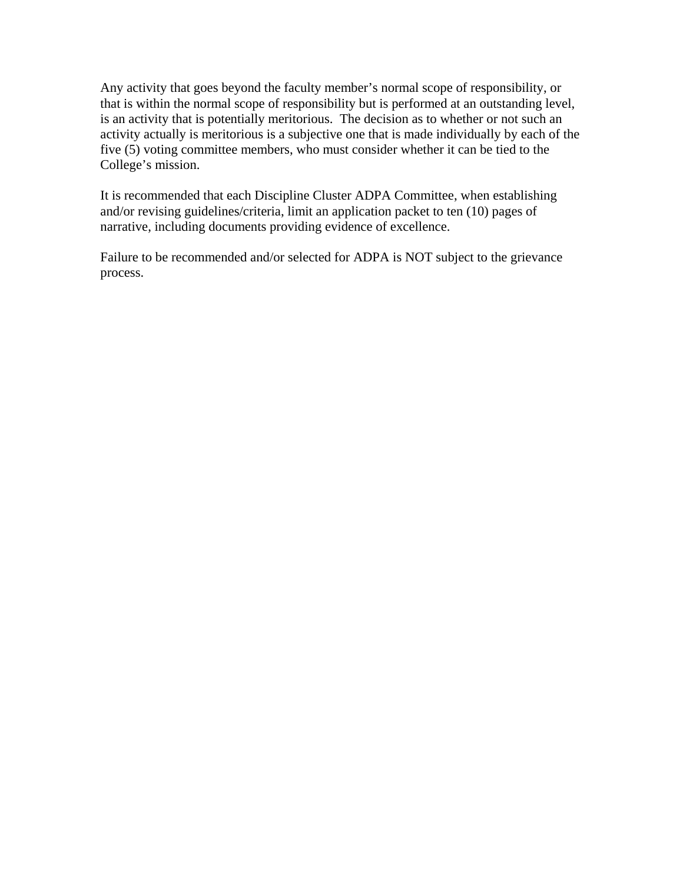Any activity that goes beyond the faculty member's normal scope of responsibility, or that is within the normal scope of responsibility but is performed at an outstanding level, is an activity that is potentially meritorious. The decision as to whether or not such an activity actually is meritorious is a subjective one that is made individually by each of the five (5) voting committee members, who must consider whether it can be tied to the College's mission.

It is recommended that each Discipline Cluster ADPA Committee, when establishing and/or revising guidelines/criteria, limit an application packet to ten (10) pages of narrative, including documents providing evidence of excellence.

Failure to be recommended and/or selected for ADPA is NOT subject to the grievance process.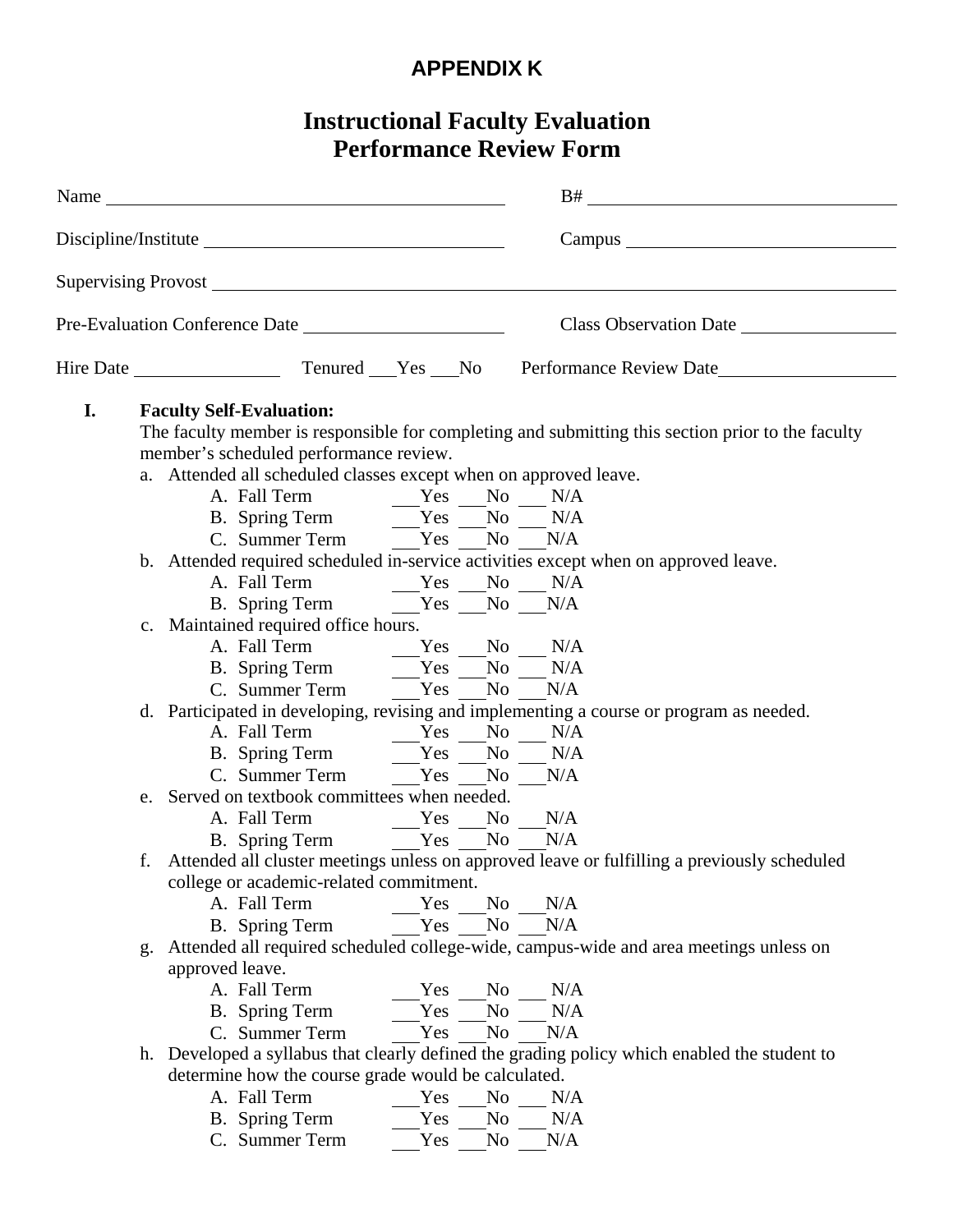# APPENDIX K

## Instructional Faculty Evaluation
## Performance Review Form

Name ____________________________________________ B# ________________________________

Discipline/Institute ______________________________ Campus ____________________________

Supervising Provost _________________________________________________________________

Pre-Evaluation Conference Date _____________________ Class Observation Date ______________

Hire Date _______________ Tenured ___Yes ___No Performance Review Date__________________

**I. Faculty Self-Evaluation:**

The faculty member is responsible for completing and submitting this section prior to the faculty member's scheduled performance review.

a. Attended all scheduled classes except when on approved leave.
   - A. Fall Term ___Yes ___No ___ N/A
   - B. Spring Term ___Yes ___No ___ N/A
   - C. Summer Term ___Yes ___No ___N/A

b. Attended required scheduled in-service activities except when on approved leave.
   - A. Fall Term ___Yes ___No ___ N/A
   - B. Spring Term ___Yes ___No ___N/A

c. Maintained required office hours.
   - A. Fall Term ___Yes ___No ___ N/A
   - B. Spring Term ___Yes ___No ___ N/A
   - C. Summer Term ___Yes ___No ___N/A

d. Participated in developing, revising and implementing a course or program as needed.
   - A. Fall Term ___Yes ___No ___ N/A
   - B. Spring Term ___Yes ___No ___ N/A
   - C. Summer Term ___Yes ___No ___N/A

e. Served on textbook committees when needed.
   - A. Fall Term ___Yes ___No ___N/A
   - B. Spring Term ___Yes ___No ___N/A

f. Attended all cluster meetings unless on approved leave or fulfilling a previously scheduled college or academic-related commitment.
   - A. Fall Term ___Yes ___No ___N/A
   - B. Spring Term ___Yes ___No ___N/A

g. Attended all required scheduled college-wide, campus-wide and area meetings unless on approved leave.
   - A. Fall Term ___Yes ___No ___ N/A
   - B. Spring Term ___Yes ___No ___ N/A
   - C. Summer Term ___Yes ___No ___N/A

h. Developed a syllabus that clearly defined the grading policy which enabled the student to determine how the course grade would be calculated.
   - A. Fall Term ___Yes ___No ___ N/A
   - B. Spring Term ___Yes ___No ___ N/A
   - C. Summer Term ___Yes ___No ___N/A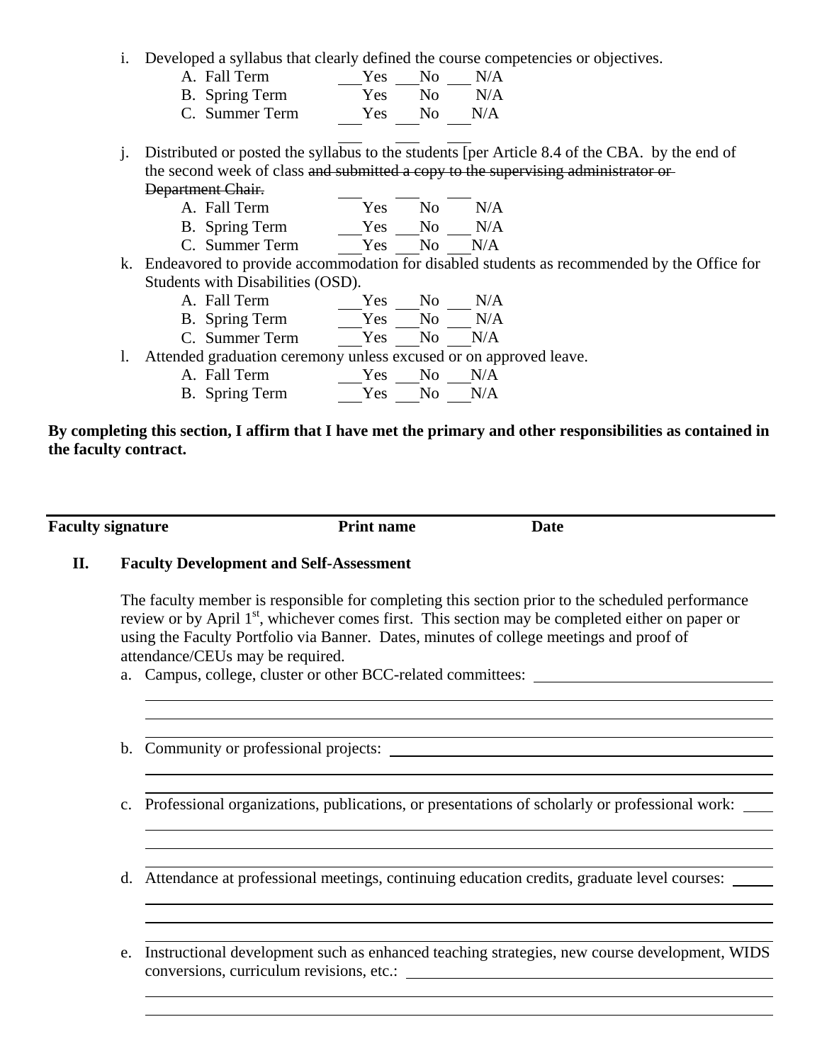i. Developed a syllabus that clearly defined the course competencies or objectives.
   - A. Fall Term ___Yes ___No ___N/A
   - B. Spring Term ___Yes ___No ___N/A
   - C. Summer Term ___Yes ___No ___N/A

j. Distributed or posted the syllabus to the students [per Article 8.4 of the CBA. by the end of the second week of class ~~and submitted a copy to the supervising administrator or Department Chair.~~
   - A. Fall Term ___Yes ___No ___N/A
   - B. Spring Term ___Yes ___No ___N/A
   - C. Summer Term ___Yes ___No ___N/A

k. Endeavored to provide accommodation for disabled students as recommended by the Office for Students with Disabilities (OSD).
   - A. Fall Term ___Yes ___No ___N/A
   - B. Spring Term ___Yes ___No ___N/A
   - C. Summer Term ___Yes ___No ___N/A

l. Attended graduation ceremony unless excused or on approved leave.
   - A. Fall Term ___Yes ___No ___N/A
   - B. Spring Term ___Yes ___No ___N/A

**By completing this section, I affirm that I have met the primary and other responsibilities as contained in the faculty contract.**

| **Faculty signature** | **Print name** | **Date** |
|---|---|---|

## II. Faculty Development and Self-Assessment

The faculty member is responsible for completing this section prior to the scheduled performance review or by April 1st, whichever comes first. This section may be completed either on paper or using the Faculty Portfolio via Banner. Dates, minutes of college meetings and proof of attendance/CEUs may be required.

a. Campus, college, cluster or other BCC-related committees: ______________________________

b. Community or professional projects: ______________________________

c. Professional organizations, publications, or presentations of scholarly or professional work: ______

d. Attendance at professional meetings, continuing education credits, graduate level courses: ______

e. Instructional development such as enhanced teaching strategies, new course development, WIDS conversions, curriculum revisions, etc.: ______________________________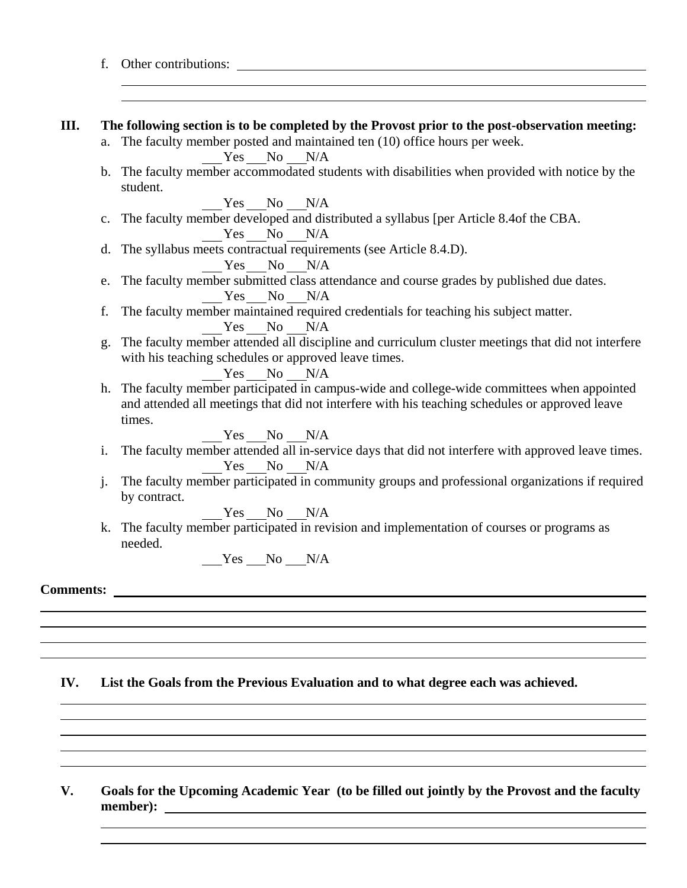f. Other contributions: ______________________________________________

______________________________________________

______________________________________________

**III. The following section is to be completed by the Provost prior to the post-observation meeting:**

a. The faculty member posted and maintained ten (10) office hours per week.

___Yes ___No ___N/A

b. The faculty member accommodated students with disabilities when provided with notice by the student.

___Yes ___No ___N/A

c. The faculty member developed and distributed a syllabus [per Article 8.4of the CBA.

___Yes ___No ___N/A

d. The syllabus meets contractual requirements (see Article 8.4.D).

___Yes ___No ___N/A

e. The faculty member submitted class attendance and course grades by published due dates.

___Yes ___No ___N/A

f. The faculty member maintained required credentials for teaching his subject matter.

___Yes ___No ___N/A

g. The faculty member attended all discipline and curriculum cluster meetings that did not interfere with his teaching schedules or approved leave times.

___Yes ___No ___N/A

h. The faculty member participated in campus-wide and college-wide committees when appointed and attended all meetings that did not interfere with his teaching schedules or approved leave times.

___Yes ___No ___N/A

i. The faculty member attended all in-service days that did not interfere with approved leave times.

___Yes ___No ___N/A

j. The faculty member participated in community groups and professional organizations if required by contract.

___Yes ___No ___N/A

k. The faculty member participated in revision and implementation of courses or programs as needed.

___Yes ___No ___N/A

**Comments:** ______________________________________________

______________________________________________

______________________________________________

______________________________________________

______________________________________________

**IV. List the Goals from the Previous Evaluation and to what degree each was achieved.**

______________________________________________

______________________________________________

______________________________________________

______________________________________________

______________________________________________

**V. Goals for the Upcoming Academic Year (to be filled out jointly by the Provost and the faculty member):** ______________________________________________

______________________________________________

______________________________________________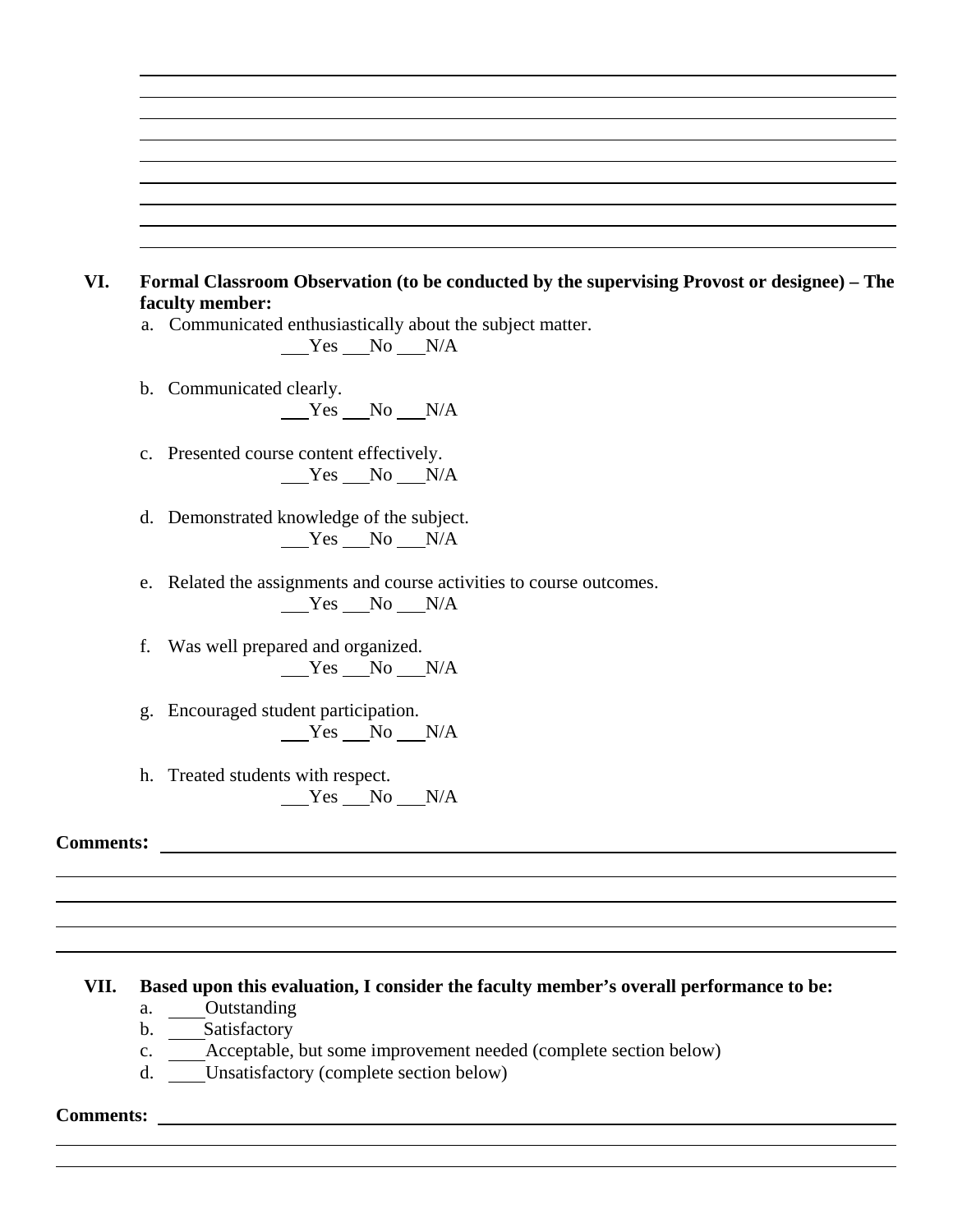## VI. Formal Classroom Observation (to be conducted by the supervising Provost or designee) – The faculty member:

a. Communicated enthusiastically about the subject matter.
   ___Yes ___No ___N/A

b. Communicated clearly.
   ___Yes ___No ___N/A

c. Presented course content effectively.
   ___Yes ___No ___N/A

d. Demonstrated knowledge of the subject.
   ___Yes ___No ___N/A

e. Related the assignments and course activities to course outcomes.
   ___Yes ___No ___N/A

f. Was well prepared and organized.
   ___Yes ___No ___N/A

g. Encouraged student participation.
   ___Yes ___No ___N/A

h. Treated students with respect.
   ___Yes ___No ___N/A

**Comments:** ______________________________________________

## VII. Based upon this evaluation, I consider the faculty member's overall performance to be:

a. ____Outstanding
b. ____Satisfactory
c. ____Acceptable, but some improvement needed (complete section below)
d. ____Unsatisfactory (complete section below)

**Comments:** ______________________________________________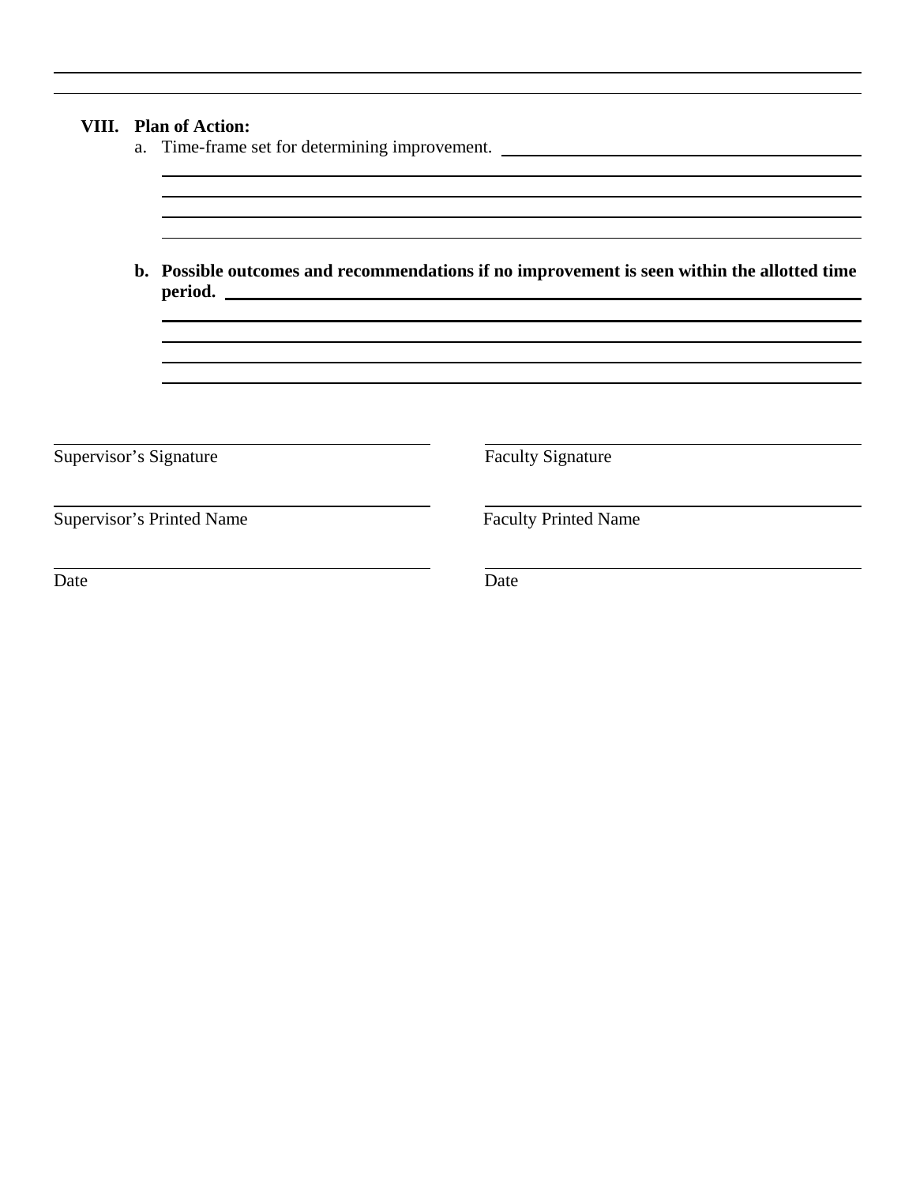**VIII. Plan of Action:**

a. Time-frame set for determining improvement. ______________________________

______________________________________________________________________

______________________________________________________________________

______________________________________________________________________

______________________________________________________________________

**b. Possible outcomes and recommendations if no improvement is seen within the allotted time period.** ______________________________

______________________________________________________________________

______________________________________________________________________

______________________________________________________________________

______________________________________________________________________

| | |
|---|---|
| ______________________________ | ______________________________ |
| Supervisor's Signature | Faculty Signature |
| ______________________________ | ______________________________ |
| Supervisor's Printed Name | Faculty Printed Name |
| ______________________________ | ______________________________ |
| Date | Date |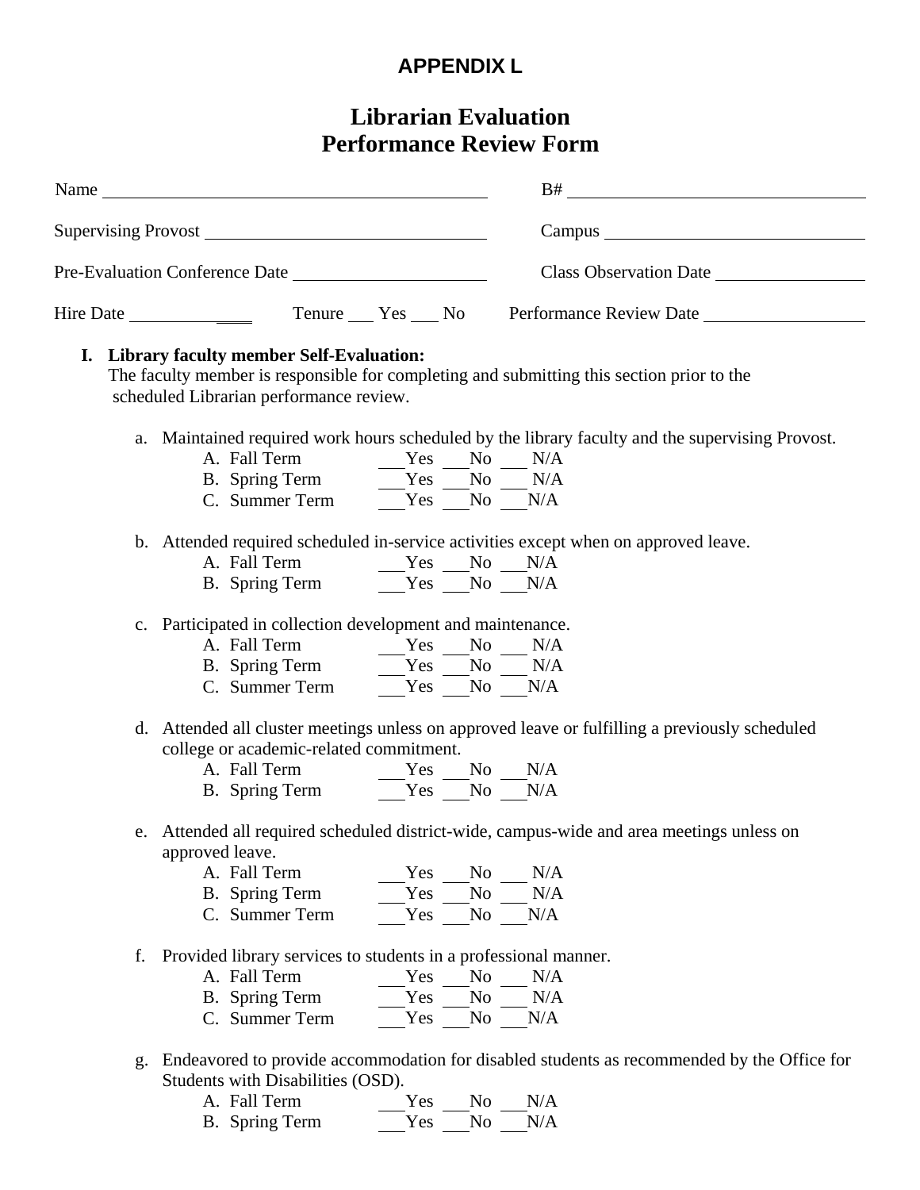# APPENDIX L

## Librarian Evaluation
## Performance Review Form

Name ______________________________ B# ______________________________

Supervising Provost ______________________________ Campus ______________________________

Pre-Evaluation Conference Date ____________________ Class Observation Date ____________________

Hire Date ____________ Tenure ___ Yes ___ No Performance Review Date ____________________

**I. Library faculty member Self-Evaluation:**
The faculty member is responsible for completing and submitting this section prior to the scheduled Librarian performance review.

a. Maintained required work hours scheduled by the library faculty and the supervising Provost.
   - A. Fall Term ___Yes ___No ___ N/A
   - B. Spring Term ___Yes ___No ___ N/A
   - C. Summer Term ___Yes ___No ___N/A

b. Attended required scheduled in-service activities except when on approved leave.
   - A. Fall Term ___Yes ___No ___N/A
   - B. Spring Term ___Yes ___No ___N/A

c. Participated in collection development and maintenance.
   - A. Fall Term ___Yes ___No ___ N/A
   - B. Spring Term ___Yes ___No ___ N/A
   - C. Summer Term ___Yes ___No ___N/A

d. Attended all cluster meetings unless on approved leave or fulfilling a previously scheduled college or academic-related commitment.
   - A. Fall Term ___Yes ___No ___N/A
   - B. Spring Term ___Yes ___No ___N/A

e. Attended all required scheduled district-wide, campus-wide and area meetings unless on approved leave.
   - A. Fall Term ___Yes ___No ___ N/A
   - B. Spring Term ___Yes ___No ___ N/A
   - C. Summer Term ___Yes ___No ___N/A

f. Provided library services to students in a professional manner.
   - A. Fall Term ___Yes ___No ___ N/A
   - B. Spring Term ___Yes ___No ___ N/A
   - C. Summer Term ___Yes ___No ___N/A

g. Endeavored to provide accommodation for disabled students as recommended by the Office for Students with Disabilities (OSD).
   - A. Fall Term ___Yes ___No ___N/A
   - B. Spring Term ___Yes ___No ___N/A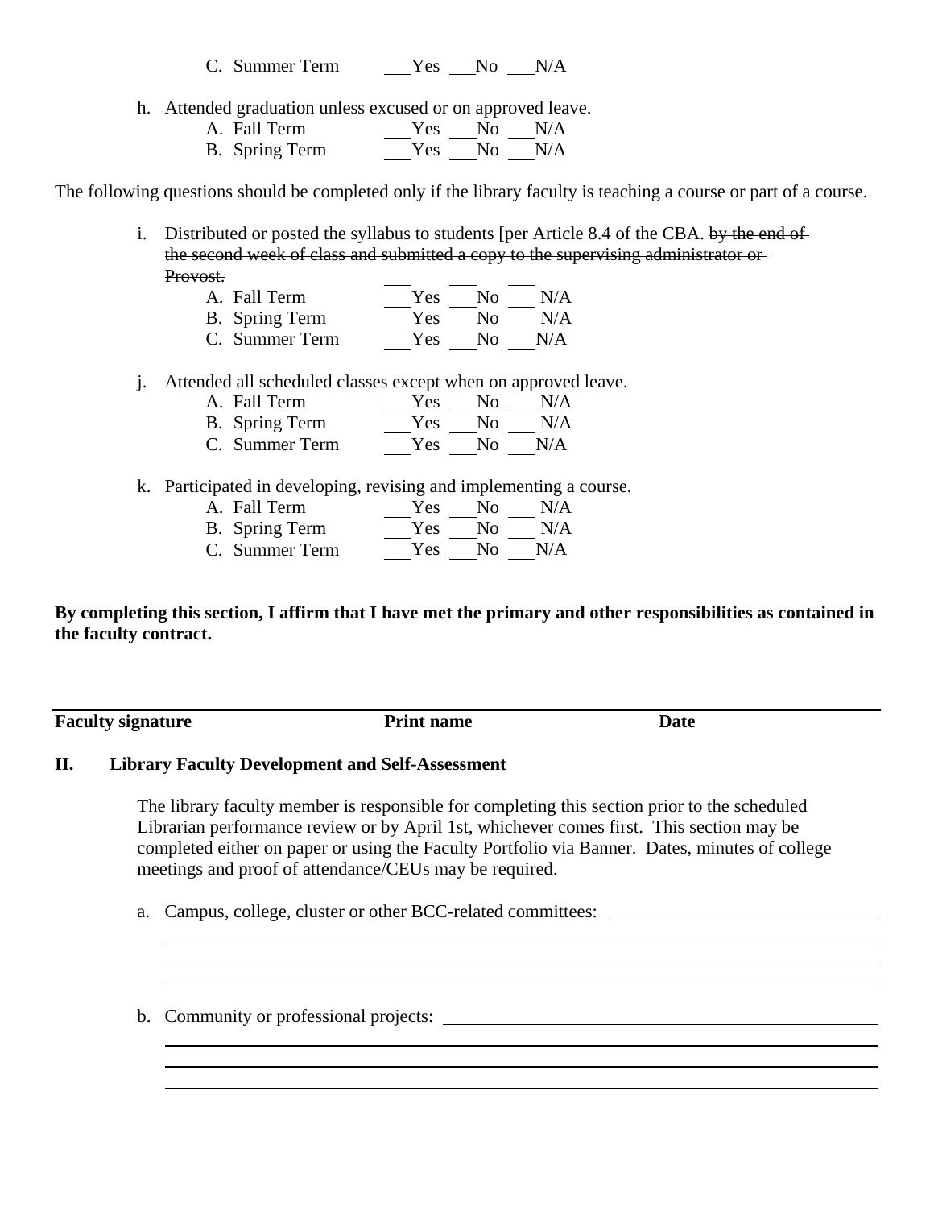C. Summer Term ___Yes ___No ___N/A

h. Attended graduation unless excused or on approved leave.
   A. Fall Term ___Yes ___No ___N/A
   B. Spring Term ___Yes ___No ___N/A

The following questions should be completed only if the library faculty is teaching a course or part of a course.

i. Distributed or posted the syllabus to students [per Article 8.4 of the CBA. ~~by the end of the second week of class and submitted a copy to the supervising administrator or Provost.~~
   A. Fall Term ___Yes ___No ___N/A
   B. Spring Term ___Yes ___No ___N/A
   C. Summer Term ___Yes ___No ___N/A

j. Attended all scheduled classes except when on approved leave.
   A. Fall Term ___Yes ___No ___N/A
   B. Spring Term ___Yes ___No ___N/A
   C. Summer Term ___Yes ___No ___N/A

k. Participated in developing, revising and implementing a course.
   A. Fall Term ___Yes ___No ___N/A
   B. Spring Term ___Yes ___No ___N/A
   C. Summer Term ___Yes ___No ___N/A

**By completing this section, I affirm that I have met the primary and other responsibilities as contained in the faculty contract.**

______________________________________________________________

**Faculty signature** **Print name** **Date**

## II. Library Faculty Development and Self-Assessment

The library faculty member is responsible for completing this section prior to the scheduled Librarian performance review or by April 1st, whichever comes first. This section may be completed either on paper or using the Faculty Portfolio via Banner. Dates, minutes of college meetings and proof of attendance/CEUs may be required.

a. Campus, college, cluster or other BCC-related committees: ______________________________
______________________________________________________________
______________________________________________________________
______________________________________________________________

b. Community or professional projects: ______________________________
______________________________________________________________
______________________________________________________________
______________________________________________________________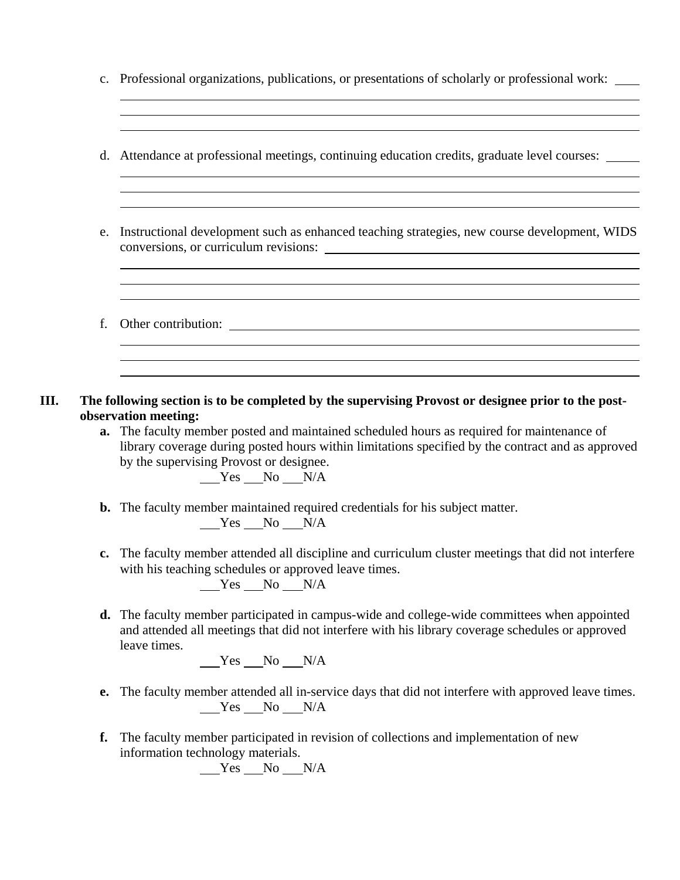c. Professional organizations, publications, or presentations of scholarly or professional work: ____

______________________________________________________________________________

______________________________________________________________________________

______________________________________________________________________________

d. Attendance at professional meetings, continuing education credits, graduate level courses: _____

______________________________________________________________________________

______________________________________________________________________________

______________________________________________________________________________

e. Instructional development such as enhanced teaching strategies, new course development, WIDS conversions, or curriculum revisions: ______________________________________

______________________________________________________________________________

______________________________________________________________________________

______________________________________________________________________________

f. Other contribution: __________________________________________________________

______________________________________________________________________________

______________________________________________________________________________

______________________________________________________________________________

**III. The following section is to be completed by the supervising Provost or designee prior to the post-observation meeting:**

**a.** The faculty member posted and maintained scheduled hours as required for maintenance of library coverage during posted hours within limitations specified by the contract and as approved by the supervising Provost or designee.

___Yes ___No ___N/A

**b.** The faculty member maintained required credentials for his subject matter.

___Yes ___No ___N/A

**c.** The faculty member attended all discipline and curriculum cluster meetings that did not interfere with his teaching schedules or approved leave times.

___Yes ___No ___N/A

**d.** The faculty member participated in campus-wide and college-wide committees when appointed and attended all meetings that did not interfere with his library coverage schedules or approved leave times.

___Yes ___No ___N/A

**e.** The faculty member attended all in-service days that did not interfere with approved leave times.

___Yes ___No ___N/A

**f.** The faculty member participated in revision of collections and implementation of new information technology materials.

___Yes ___No ___N/A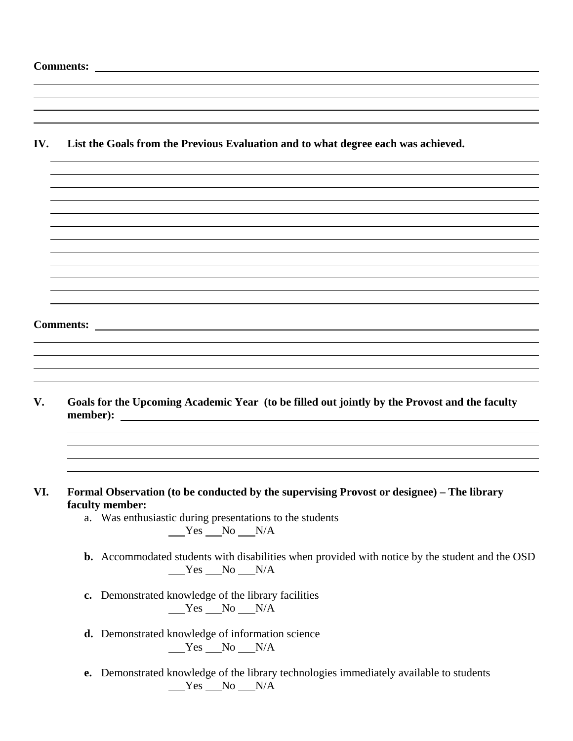**Comments:** ______________________________________________________________________________

______________________________________________________________________________

______________________________________________________________________________

______________________________________________________________________________

**IV. List the Goals from the Previous Evaluation and to what degree each was achieved.**

______________________________________________________________________________

______________________________________________________________________________

______________________________________________________________________________

______________________________________________________________________________

______________________________________________________________________________

______________________________________________________________________________

______________________________________________________________________________

______________________________________________________________________________

______________________________________________________________________________

______________________________________________________________________________

______________________________________________________________________________

______________________________________________________________________________

**Comments:** ______________________________________________________________________________

______________________________________________________________________________

______________________________________________________________________________

______________________________________________________________________________

______________________________________________________________________________

**V. Goals for the Upcoming Academic Year (to be filled out jointly by the Provost and the faculty member):** ______________________________________________________________________________

______________________________________________________________________________

______________________________________________________________________________

______________________________________________________________________________

______________________________________________________________________________

**VI. Formal Observation (to be conducted by the supervising Provost or designee) – The library faculty member:**

a. Was enthusiastic during presentations to the students
   ___Yes ___No ___N/A

**b.** Accommodated students with disabilities when provided with notice by the student and the OSD
   ___Yes ___No ___N/A

**c.** Demonstrated knowledge of the library facilities
   ___Yes ___No ___N/A

**d.** Demonstrated knowledge of information science
   ___Yes ___No ___N/A

**e.** Demonstrated knowledge of the library technologies immediately available to students
   ___Yes ___No ___N/A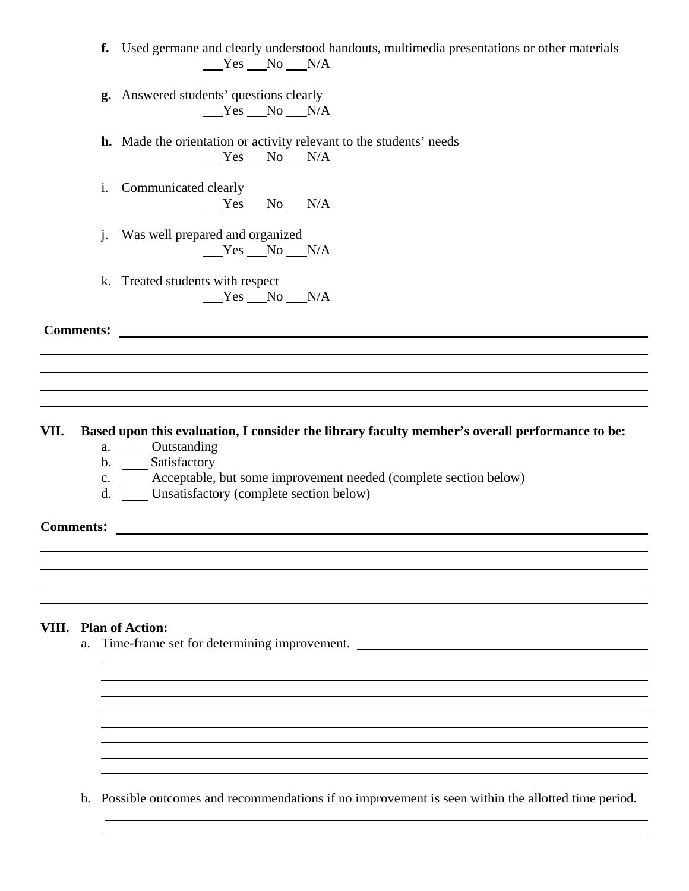**f.** Used germane and clearly understood handouts, multimedia presentations or other materials
___Yes ___No ___N/A

**g.** Answered students' questions clearly
___Yes ___No ___N/A

**h.** Made the orientation or activity relevant to the students' needs
___Yes ___No ___N/A

i. Communicated clearly
___Yes ___No ___N/A

j. Was well prepared and organized
___Yes ___No ___N/A

k. Treated students with respect
___Yes ___No ___N/A

**Comments:** ______________________________________________________________

______________________________________________________________

______________________________________________________________

______________________________________________________________

______________________________________________________________

**VII. Based upon this evaluation, I consider the library faculty member's overall performance to be:**

a. ____ Outstanding
b. ____ Satisfactory
c. ____ Acceptable, but some improvement needed (complete section below)
d. ____ Unsatisfactory (complete section below)

**Comments:** ______________________________________________________________

______________________________________________________________

______________________________________________________________

______________________________________________________________

______________________________________________________________

**VIII. Plan of Action:**

a. Time-frame set for determining improvement. ______________________________

______________________________________________________________

______________________________________________________________

______________________________________________________________

______________________________________________________________

______________________________________________________________

______________________________________________________________

______________________________________________________________

______________________________________________________________

b. Possible outcomes and recommendations if no improvement is seen within the allotted time period.

______________________________________________________________

______________________________________________________________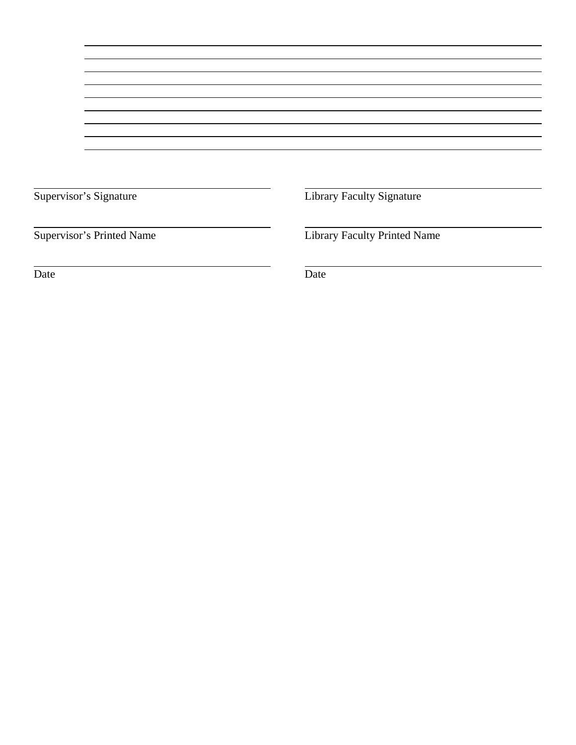\_\_\_\_\_\_\_\_\_\_\_\_\_\_\_\_\_\_\_\_\_\_\_\_\_\_\_\_\_\_\_\_\_\_\_\_\_\_\_\_\_\_\_\_\_\_\_\_\_\_\_\_\_\_\_\_\_\_\_\_

\_\_\_\_\_\_\_\_\_\_\_\_\_\_\_\_\_\_\_\_\_\_\_\_\_\_\_\_\_\_\_\_\_\_\_\_\_\_\_\_\_\_\_\_\_\_\_\_\_\_\_\_\_\_\_\_\_\_\_\_

\_\_\_\_\_\_\_\_\_\_\_\_\_\_\_\_\_\_\_\_\_\_\_\_\_\_\_\_\_\_\_\_\_\_\_\_\_\_\_\_\_\_\_\_\_\_\_\_\_\_\_\_\_\_\_\_\_\_\_\_

\_\_\_\_\_\_\_\_\_\_\_\_\_\_\_\_\_\_\_\_\_\_\_\_\_\_\_\_\_\_\_\_\_\_\_\_\_\_\_\_\_\_\_\_\_\_\_\_\_\_\_\_\_\_\_\_\_\_\_\_

\_\_\_\_\_\_\_\_\_\_\_\_\_\_\_\_\_\_\_\_\_\_\_\_\_\_\_\_\_\_\_\_\_\_\_\_\_\_\_\_\_\_\_\_\_\_\_\_\_\_\_\_\_\_\_\_\_\_\_\_

\_\_\_\_\_\_\_\_\_\_\_\_\_\_\_\_\_\_\_\_\_\_\_\_\_\_\_\_\_\_\_\_\_\_\_\_\_\_\_\_\_\_\_\_\_\_\_\_\_\_\_\_\_\_\_\_\_\_\_\_

\_\_\_\_\_\_\_\_\_\_\_\_\_\_\_\_\_\_\_\_\_\_\_\_\_\_\_\_\_\_\_\_\_\_\_\_\_\_\_\_\_\_\_\_\_\_\_\_\_\_\_\_\_\_\_\_\_\_\_\_

\_\_\_\_\_\_\_\_\_\_\_\_\_\_\_\_\_\_\_\_\_\_\_\_\_\_\_\_\_\_\_\_\_\_\_\_\_\_\_\_\_\_\_\_\_\_\_\_\_\_\_\_\_\_\_\_\_\_\_\_

\_\_\_\_\_\_\_\_\_\_\_\_\_\_\_\_\_\_\_\_\_\_\_\_\_\_\_\_\_\_\_\_\_\_\_\_\_\_\_\_\_\_\_\_\_\_\_\_\_\_\_\_\_\_\_\_\_\_\_\_

| | |
|---|---|
| \_\_\_\_\_\_\_\_\_\_\_\_\_\_\_\_\_\_\_\_\_\_\_\_\_\_\_\_\_\_ | \_\_\_\_\_\_\_\_\_\_\_\_\_\_\_\_\_\_\_\_\_\_\_\_\_\_\_\_\_\_ |
| Supervisor’s Signature | Library Faculty Signature |
| \_\_\_\_\_\_\_\_\_\_\_\_\_\_\_\_\_\_\_\_\_\_\_\_\_\_\_\_\_\_ | \_\_\_\_\_\_\_\_\_\_\_\_\_\_\_\_\_\_\_\_\_\_\_\_\_\_\_\_\_\_ |
| Supervisor’s Printed Name | Library Faculty Printed Name |
| \_\_\_\_\_\_\_\_\_\_\_\_\_\_\_\_\_\_\_\_\_\_\_\_\_\_\_\_\_\_ | \_\_\_\_\_\_\_\_\_\_\_\_\_\_\_\_\_\_\_\_\_\_\_\_\_\_\_\_\_\_ |
| Date | Date |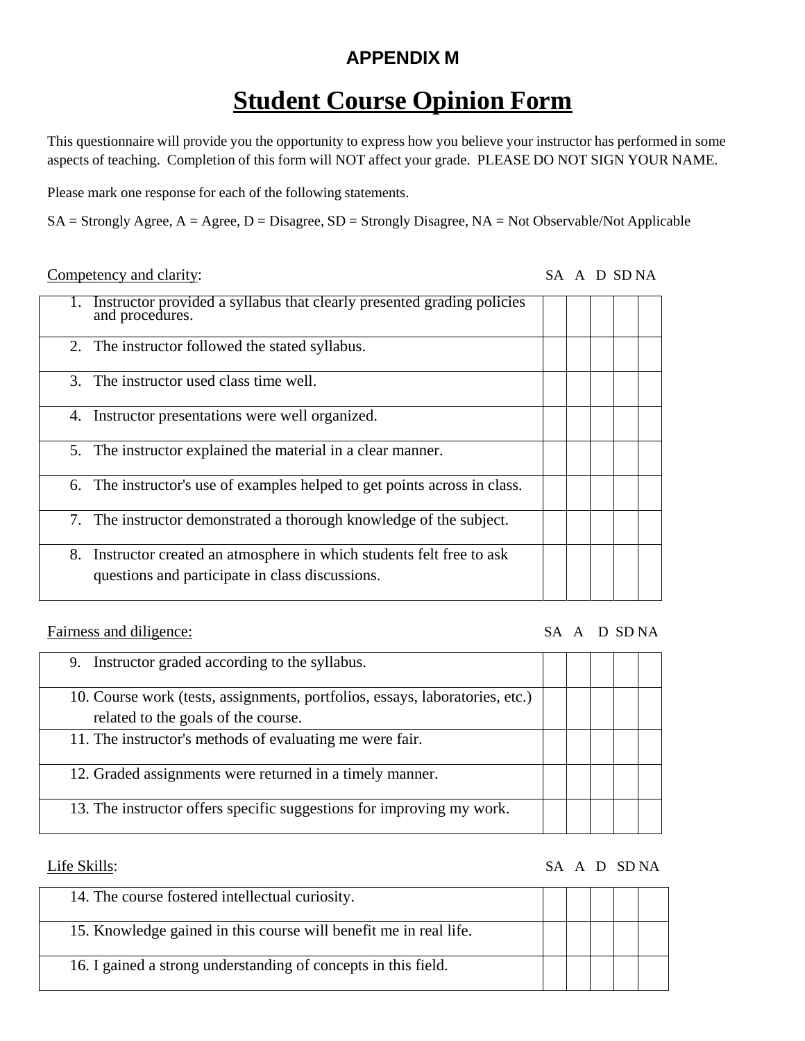**APPENDIX M**

# Student Course Opinion Form

This questionnaire will provide you the opportunity to express how you believe your instructor has performed in some aspects of teaching. Completion of this form will NOT affect your grade. PLEASE DO NOT SIGN YOUR NAME.

Please mark one response for each of the following statements.

SA = Strongly Agree, A = Agree, D = Disagree, SD = Strongly Disagree, NA = Not Observable/Not Applicable

| Competency and clarity: | SA | A | D | SD | NA |
|---|---|---|---|---|---|
| 1. Instructor provided a syllabus that clearly presented grading policies and procedures. | | | | | |
| 2. The instructor followed the stated syllabus. | | | | | |
| 3. The instructor used class time well. | | | | | |
| 4. Instructor presentations were well organized. | | | | | |
| 5. The instructor explained the material in a clear manner. | | | | | |
| 6. The instructor's use of examples helped to get points across in class. | | | | | |
| 7. The instructor demonstrated a thorough knowledge of the subject. | | | | | |
| 8. Instructor created an atmosphere in which students felt free to ask questions and participate in class discussions. | | | | | |

| Fairness and diligence: | SA | A | D | SD | NA |
|---|---|---|---|---|---|
| 9. Instructor graded according to the syllabus. | | | | | |
| 10. Course work (tests, assignments, portfolios, essays, laboratories, etc.) related to the goals of the course. | | | | | |
| 11. The instructor's methods of evaluating me were fair. | | | | | |
| 12. Graded assignments were returned in a timely manner. | | | | | |
| 13. The instructor offers specific suggestions for improving my work. | | | | | |

| Life Skills: | SA | A | D | SD | NA |
|---|---|---|---|---|---|
| 14. The course fostered intellectual curiosity. | | | | | |
| 15. Knowledge gained in this course will benefit me in real life. | | | | | |
| 16. I gained a strong understanding of concepts in this field. | | | | | |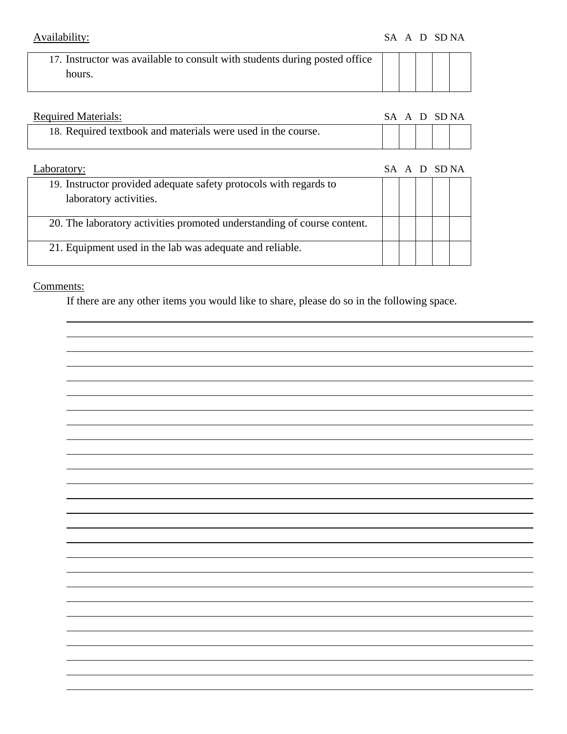Availability:

| | SA | A | D | SD | NA |
|---|---|---|---|---|---|
| 17. Instructor was available to consult with students during posted office hours. | | | | | |

Required Materials:

| | SA | A | D | SD | NA |
|---|---|---|---|---|---|
| 18. Required textbook and materials were used in the course. | | | | | |

Laboratory:

| | SA | A | D | SD | NA |
|---|---|---|---|---|---|
| 19. Instructor provided adequate safety protocols with regards to laboratory activities. | | | | | |
| 20. The laboratory activities promoted understanding of course content. | | | | | |
| 21. Equipment used in the lab was adequate and reliable. | | | | | |

Comments:

If there are any other items you would like to share, please do so in the following space.

______________________________________________________________________________

______________________________________________________________________________

______________________________________________________________________________

______________________________________________________________________________

______________________________________________________________________________

______________________________________________________________________________

______________________________________________________________________________

______________________________________________________________________________

______________________________________________________________________________

______________________________________________________________________________

______________________________________________________________________________

______________________________________________________________________________

______________________________________________________________________________

______________________________________________________________________________

______________________________________________________________________________

______________________________________________________________________________

______________________________________________________________________________

______________________________________________________________________________

______________________________________________________________________________

______________________________________________________________________________

______________________________________________________________________________

______________________________________________________________________________

______________________________________________________________________________

______________________________________________________________________________

______________________________________________________________________________

______________________________________________________________________________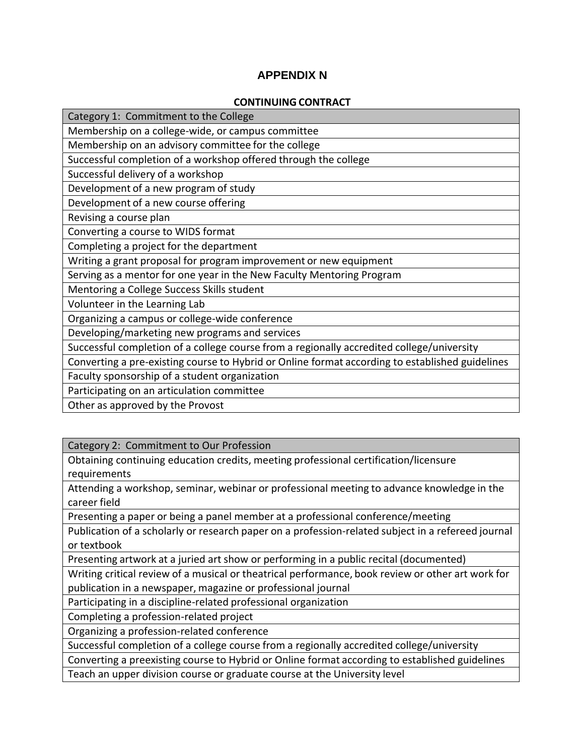# APPENDIX N

## CONTINUING CONTRACT

| Category 1: Commitment to the College |
| --- |
| Membership on a college-wide, or campus committee |
| Membership on an advisory committee for the college |
| Successful completion of a workshop offered through the college |
| Successful delivery of a workshop |
| Development of a new program of study |
| Development of a new course offering |
| Revising a course plan |
| Converting a course to WIDS format |
| Completing a project for the department |
| Writing a grant proposal for program improvement or new equipment |
| Serving as a mentor for one year in the New Faculty Mentoring Program |
| Mentoring a College Success Skills student |
| Volunteer in the Learning Lab |
| Organizing a campus or college-wide conference |
| Developing/marketing new programs and services |
| Successful completion of a college course from a regionally accredited college/university |
| Converting a pre-existing course to Hybrid or Online format according to established guidelines |
| Faculty sponsorship of a student organization |
| Participating on an articulation committee |
| Other as approved by the Provost |

| Category 2: Commitment to Our Profession |
| --- |
| Obtaining continuing education credits, meeting professional certification/licensure requirements |
| Attending a workshop, seminar, webinar or professional meeting to advance knowledge in the career field |
| Presenting a paper or being a panel member at a professional conference/meeting |
| Publication of a scholarly or research paper on a profession-related subject in a refereed journal or textbook |
| Presenting artwork at a juried art show or performing in a public recital (documented) |
| Writing critical review of a musical or theatrical performance, book review or other art work for publication in a newspaper, magazine or professional journal |
| Participating in a discipline-related professional organization |
| Completing a profession-related project |
| Organizing a profession-related conference |
| Successful completion of a college course from a regionally accredited college/university |
| Converting a preexisting course to Hybrid or Online format according to established guidelines |
| Teach an upper division course or graduate course at the University level |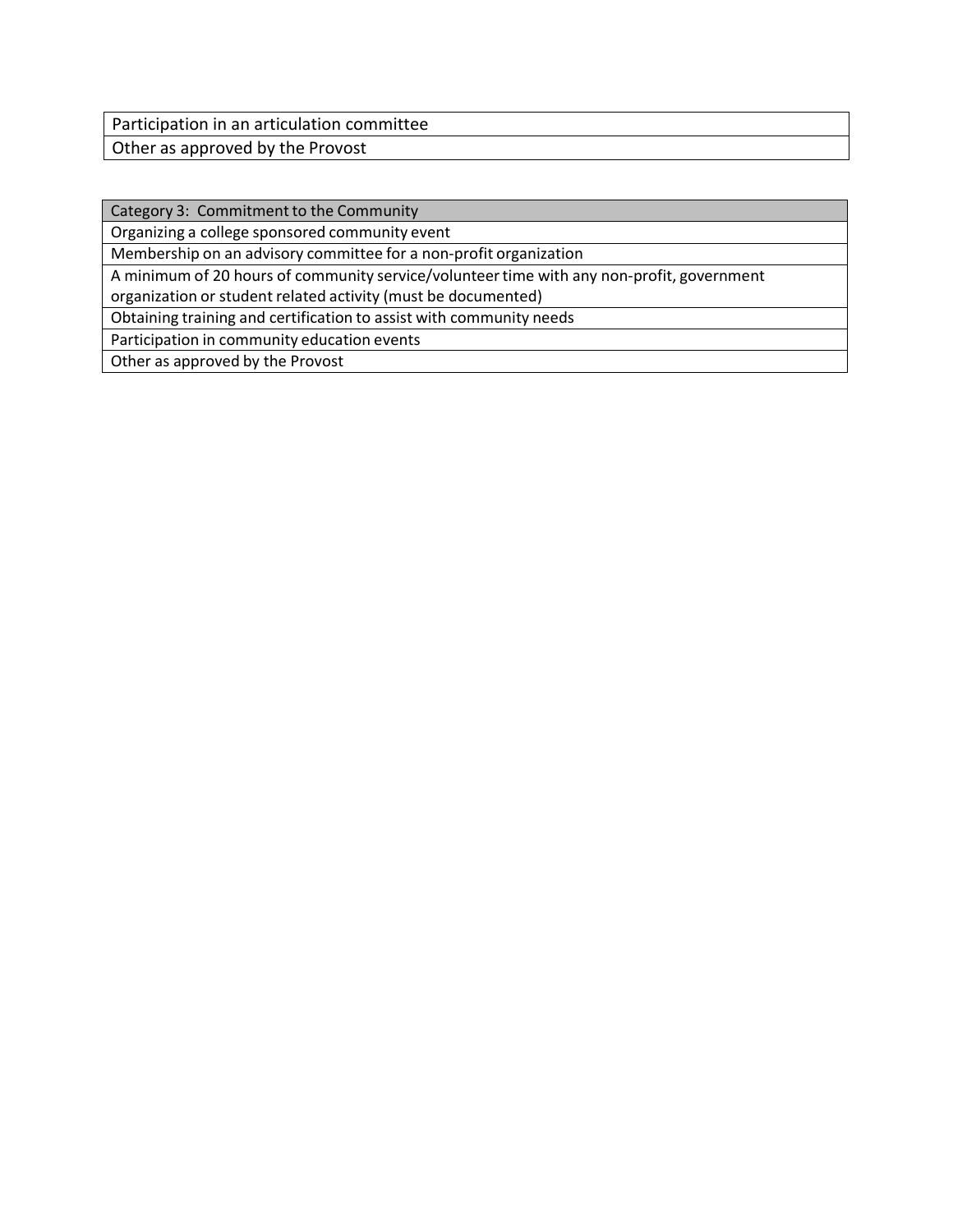| Participation in an articulation committee |
|---|
| Other as approved by the Provost |

| Category 3: Commitment to the Community |
|---|
| Organizing a college sponsored community event |
| Membership on an advisory committee for a non-profit organization |
| A minimum of 20 hours of community service/volunteer time with any non-profit, government organization or student related activity (must be documented) |
| Obtaining training and certification to assist with community needs |
| Participation in community education events |
| Other as approved by the Provost |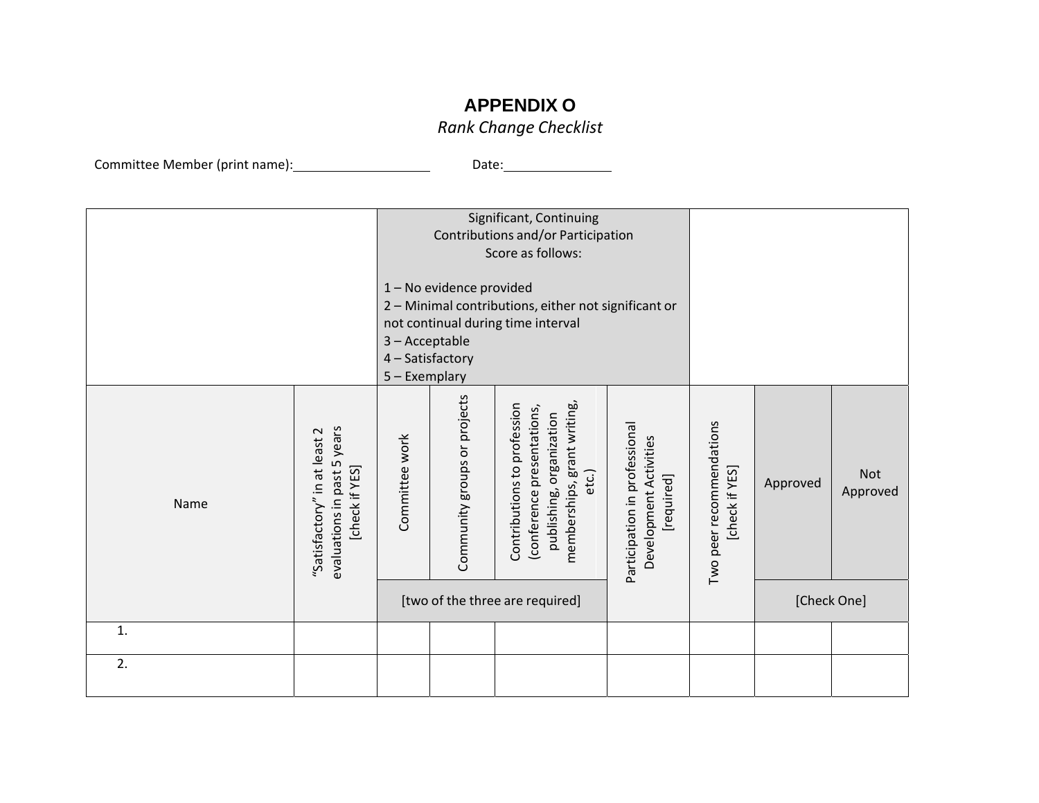# APPENDIX O

*Rank Change Checklist*

Committee Member (print name):____________________ Date:_______________

| | | Significant, Continuing Contributions and/or Participation Score as follows: 1 – No evidence provided 2 – Minimal contributions, either not significant or not continual during time interval 3 – Acceptable 4 – Satisfactory 5 – Exemplary | | | | | | |
|---|---|---|---|---|---|---|---|---|
| Name | "Satisfactory" in at least 2 evaluations in past 5 years [check if YES] | Committee work | Community groups or projects | Contributions to profession (conference presentations, publishing, organization memberships, grant writing, etc.) | Participation in professional Development Activities [required] | Two peer recommendations [check if YES] | Approved | Not Approved |
| | | [two of the three are required] | | | | | [Check One] | |
| 1. | | | | | | | | |
| 2. | | | | | | | | |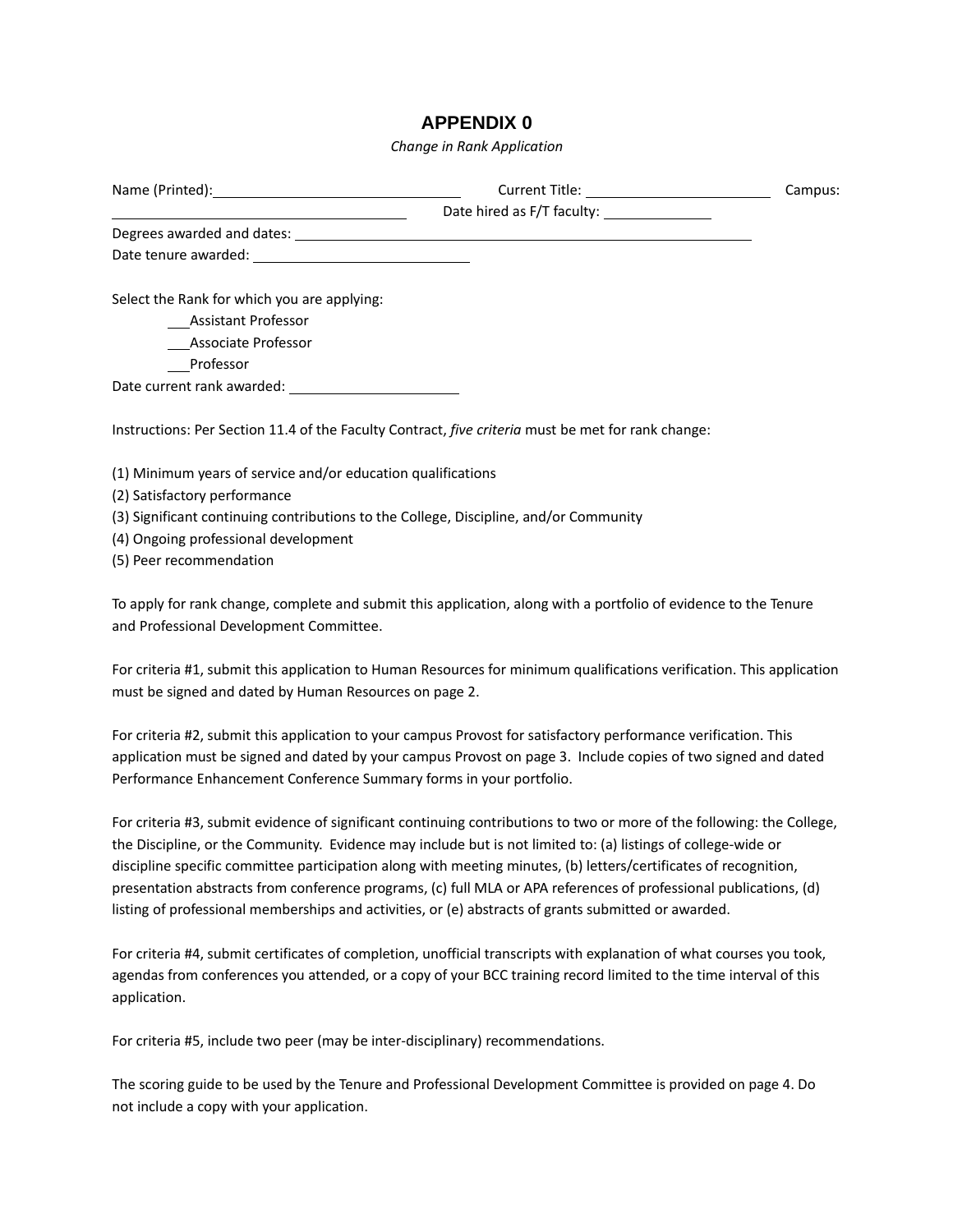# APPENDIX 0

*Change in Rank Application*

Name (Printed):________________________________ Current Title: ________________________ Campus: ____________________________________ Date hired as F/T faculty: ______________

Degrees awarded and dates: _________________________________________________________________

Date tenure awarded: ____________________________

Select the Rank for which you are applying:

___Assistant Professor

___Associate Professor

___Professor

Date current rank awarded: ______________________

Instructions: Per Section 11.4 of the Faculty Contract, *five criteria* must be met for rank change:

(1) Minimum years of service and/or education qualifications
(2) Satisfactory performance
(3) Significant continuing contributions to the College, Discipline, and/or Community
(4) Ongoing professional development
(5) Peer recommendation

To apply for rank change, complete and submit this application, along with a portfolio of evidence to the Tenure and Professional Development Committee.

For criteria #1, submit this application to Human Resources for minimum qualifications verification. This application must be signed and dated by Human Resources on page 2.

For criteria #2, submit this application to your campus Provost for satisfactory performance verification. This application must be signed and dated by your campus Provost on page 3. Include copies of two signed and dated Performance Enhancement Conference Summary forms in your portfolio.

For criteria #3, submit evidence of significant continuing contributions to two or more of the following: the College, the Discipline, or the Community. Evidence may include but is not limited to: (a) listings of college-wide or discipline specific committee participation along with meeting minutes, (b) letters/certificates of recognition, presentation abstracts from conference programs, (c) full MLA or APA references of professional publications, (d) listing of professional memberships and activities, or (e) abstracts of grants submitted or awarded.

For criteria #4, submit certificates of completion, unofficial transcripts with explanation of what courses you took, agendas from conferences you attended, or a copy of your BCC training record limited to the time interval of this application.

For criteria #5, include two peer (may be inter-disciplinary) recommendations.

The scoring guide to be used by the Tenure and Professional Development Committee is provided on page 4. Do not include a copy with your application.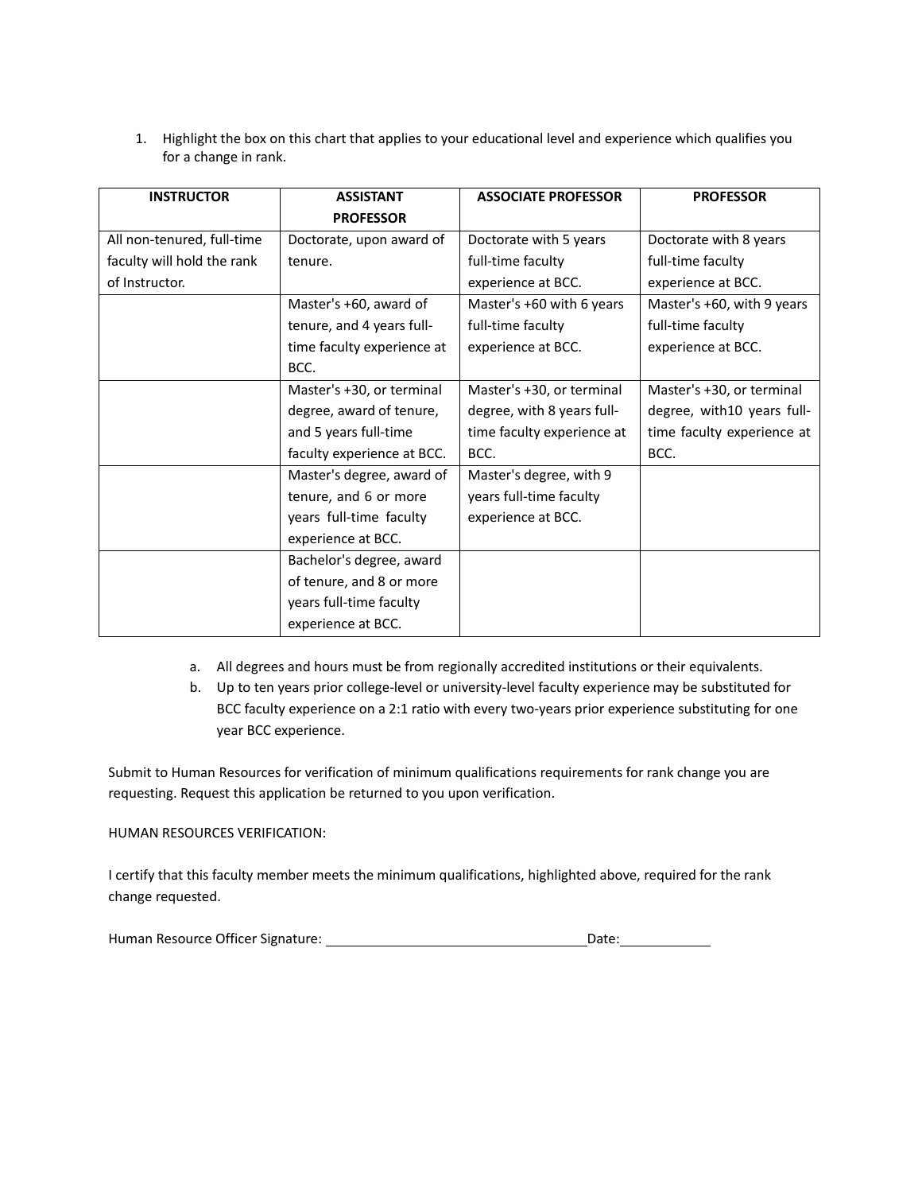1. Highlight the box on this chart that applies to your educational level and experience which qualifies you for a change in rank.

| INSTRUCTOR | ASSISTANT PROFESSOR | ASSOCIATE PROFESSOR | PROFESSOR |
|---|---|---|---|
| All non-tenured, full-time faculty will hold the rank of Instructor. | Doctorate, upon award of tenure. | Doctorate with 5 years full-time faculty experience at BCC. | Doctorate with 8 years full-time faculty experience at BCC. |
| | Master's +60, award of tenure, and 4 years full-time faculty experience at BCC. | Master's +60 with 6 years full-time faculty experience at BCC. | Master's +60, with 9 years full-time faculty experience at BCC. |
| | Master's +30, or terminal degree, award of tenure, and 5 years full-time faculty experience at BCC. | Master's +30, or terminal degree, with 8 years full-time faculty experience at BCC. | Master's +30, or terminal degree, with10 years full-time faculty experience at BCC. |
| | Master's degree, award of tenure, and 6 or more years full-time faculty experience at BCC. | Master's degree, with 9 years full-time faculty experience at BCC. | |
| | Bachelor's degree, award of tenure, and 8 or more years full-time faculty experience at BCC. | | |

a. All degrees and hours must be from regionally accredited institutions or their equivalents.
b. Up to ten years prior college-level or university-level faculty experience may be substituted for BCC faculty experience on a 2:1 ratio with every two-years prior experience substituting for one year BCC experience.

Submit to Human Resources for verification of minimum qualifications requirements for rank change you are requesting. Request this application be returned to you upon verification.

HUMAN RESOURCES VERIFICATION:

I certify that this faculty member meets the minimum qualifications, highlighted above, required for the rank change requested.

Human Resource Officer Signature: ______________________________ Date: ____________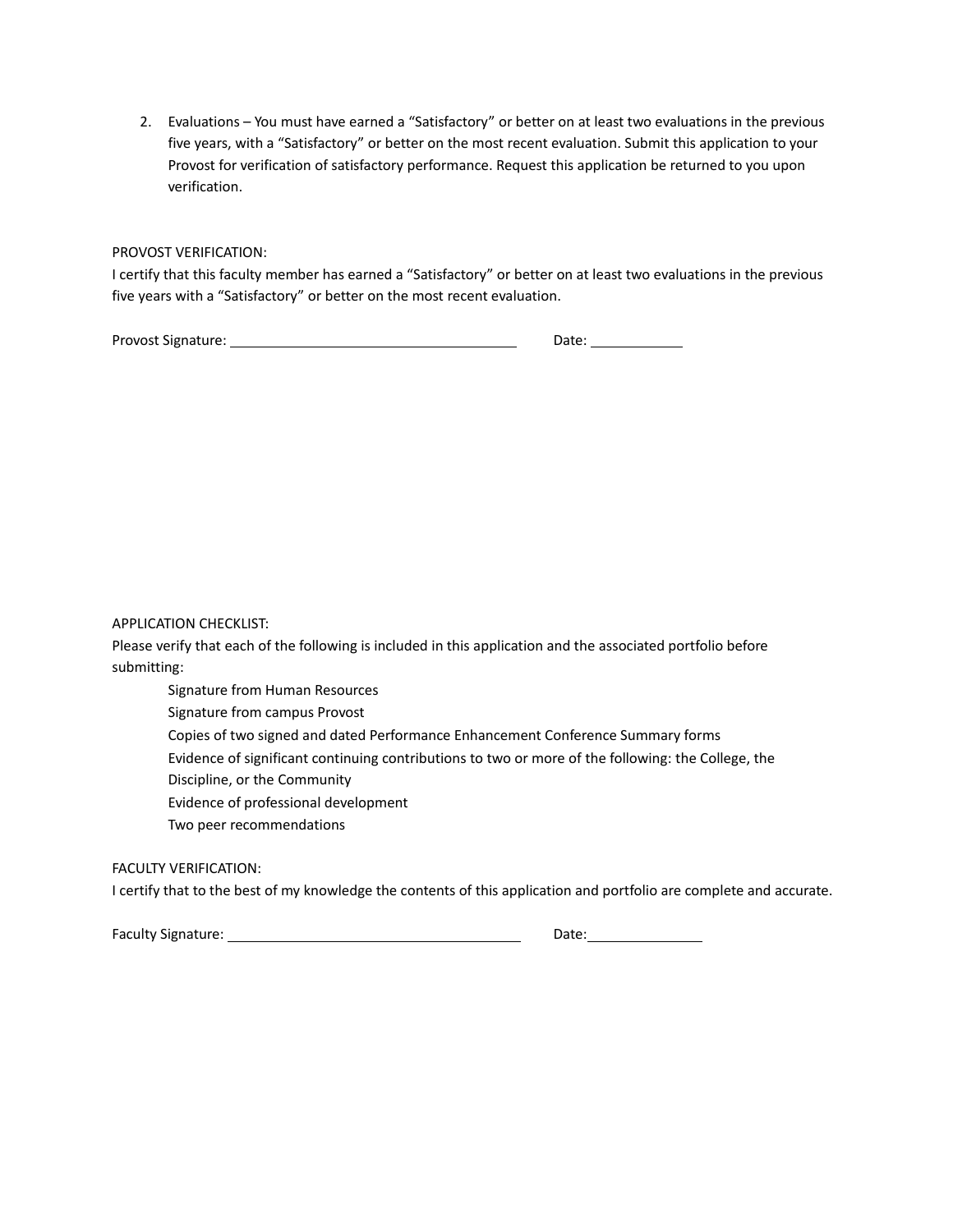2. Evaluations – You must have earned a “Satisfactory” or better on at least two evaluations in the previous five years, with a “Satisfactory” or better on the most recent evaluation. Submit this application to your Provost for verification of satisfactory performance. Request this application be returned to you upon verification.

PROVOST VERIFICATION:
I certify that this faculty member has earned a “Satisfactory” or better on at least two evaluations in the previous five years with a “Satisfactory” or better on the most recent evaluation.

Provost Signature: ______________________________ Date: __________

APPLICATION CHECKLIST:
Please verify that each of the following is included in this application and the associated portfolio before submitting:

- Signature from Human Resources
- Signature from campus Provost
- Copies of two signed and dated Performance Enhancement Conference Summary forms
- Evidence of significant continuing contributions to two or more of the following: the College, the Discipline, or the Community
- Evidence of professional development
- Two peer recommendations

FACULTY VERIFICATION:
I certify that to the best of my knowledge the contents of this application and portfolio are complete and accurate.

Faculty Signature: ______________________________ Date: __________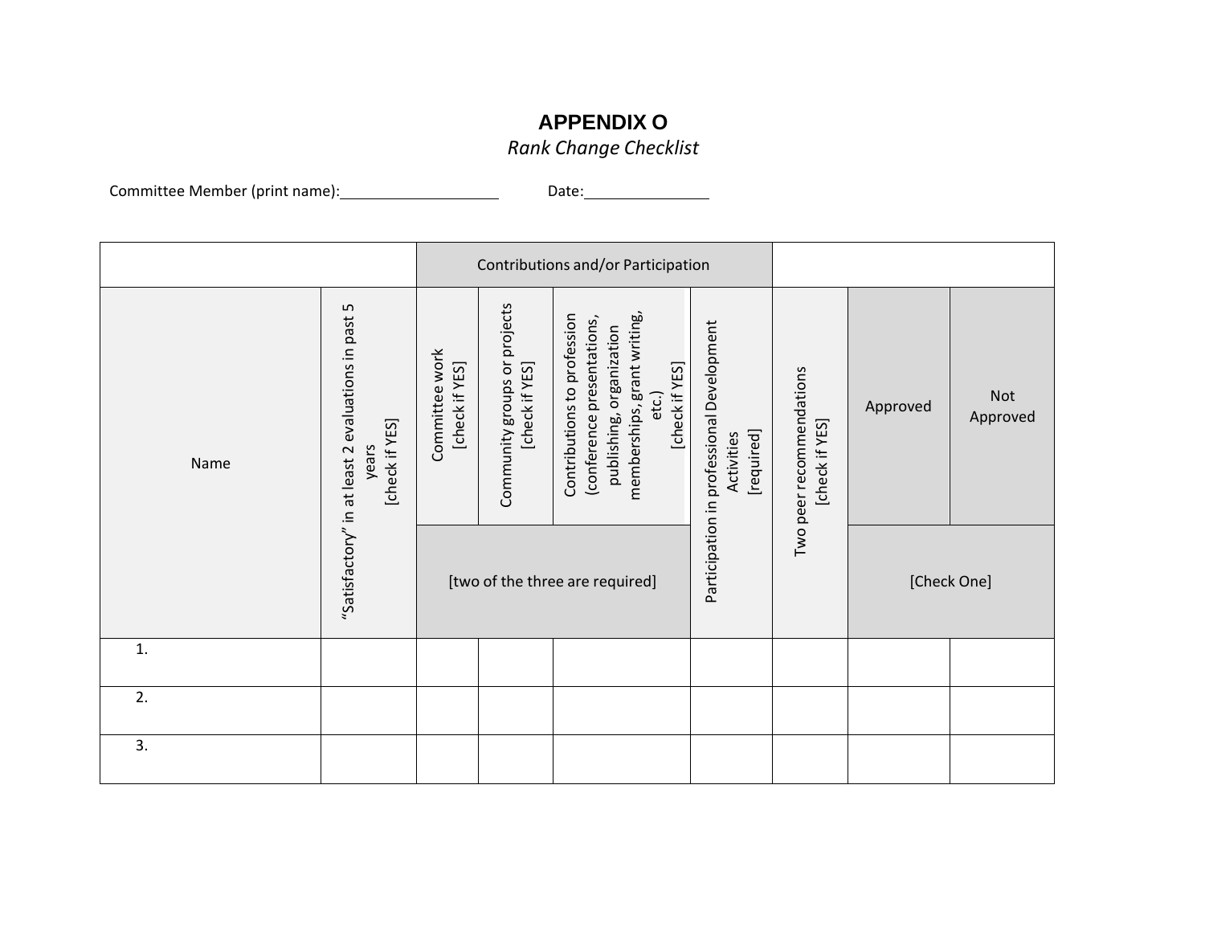# APPENDIX O

*Rank Change Checklist*

Committee Member (print name):____________________ Date:________________

| | | Contributions and/or Participation | | | | | | |
|---|---|---|---|---|---|---|---|---|
| Name | "Satisfactory" in at least 2 evaluations in past 5 years [check if YES] | Committee work [check if YES] | Community groups or projects [check if YES] | Contributions to profession (conference presentations, publishing, organization memberships, grant writing, etc.) [check if YES] | Participation in professional Development Activities [required] | Two peer recommendations [check if YES] | Approved | Not Approved |
| | | [two of the three are required] | | | | | [Check One] | |
| 1. | | | | | | | | |
| 2. | | | | | | | | |
| 3. | | | | | | | | |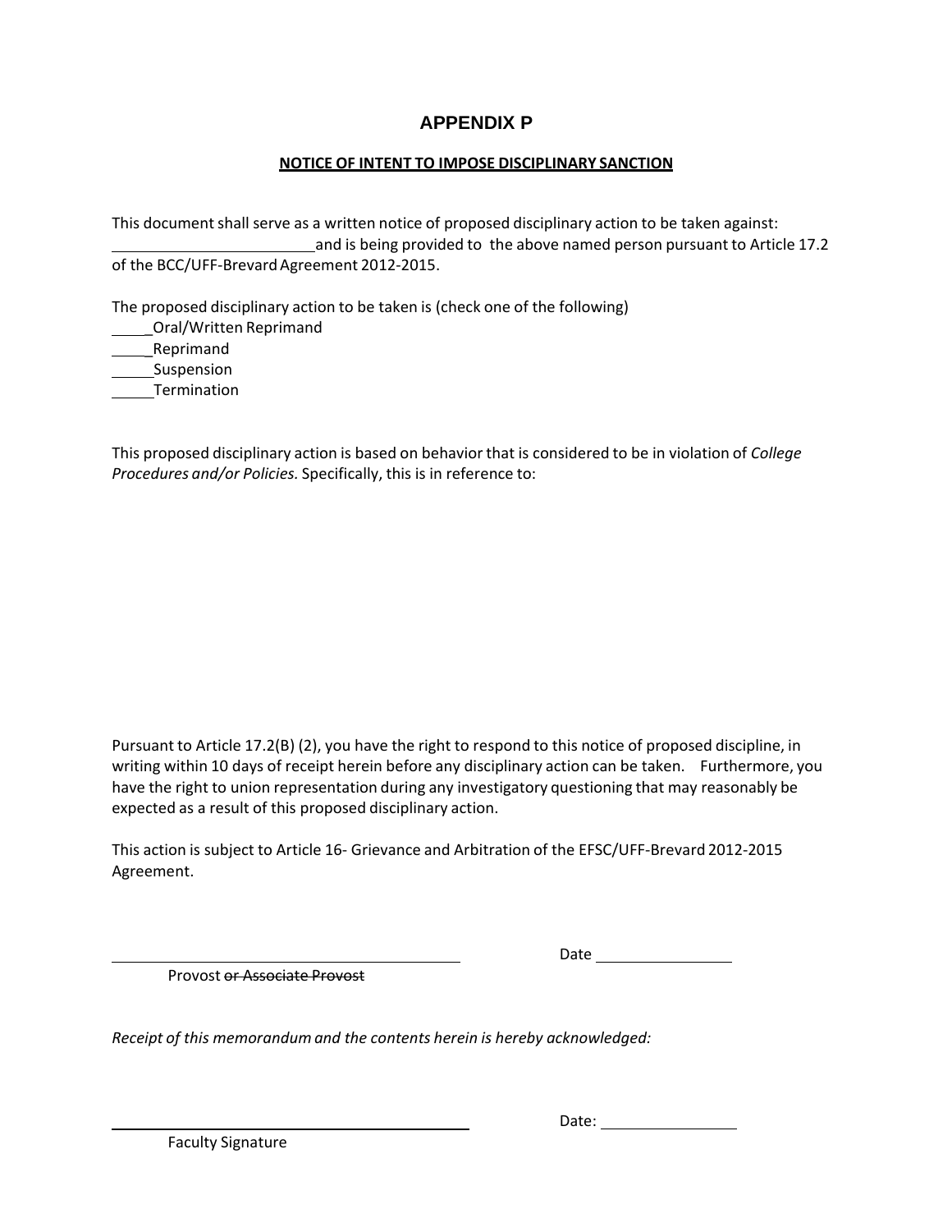# APPENDIX P

## NOTICE OF INTENT TO IMPOSE DISCIPLINARY SANCTION

This document shall serve as a written notice of proposed disciplinary action to be taken against: ________________________ and is being provided to the above named person pursuant to Article 17.2 of the BCC/UFF-Brevard Agreement 2012-2015.

The proposed disciplinary action to be taken is (check one of the following)

_____Oral/Written Reprimand
_____Reprimand
_____Suspension
_____Termination

This proposed disciplinary action is based on behavior that is considered to be in violation of *College Procedures and/or Policies.* Specifically, this is in reference to:

Pursuant to Article 17.2(B) (2), you have the right to respond to this notice of proposed discipline, in writing within 10 days of receipt herein before any disciplinary action can be taken. Furthermore, you have the right to union representation during any investigatory questioning that may reasonably be expected as a result of this proposed disciplinary action.

This action is subject to Article 16- Grievance and Arbitration of the EFSC/UFF-Brevard 2012-2015 Agreement.

_______________________________________ Date ______________

Provost ~~or Associate Provost~~

*Receipt of this memorandum and the contents herein is hereby acknowledged:*

_______________________________________ Date: ______________

Faculty Signature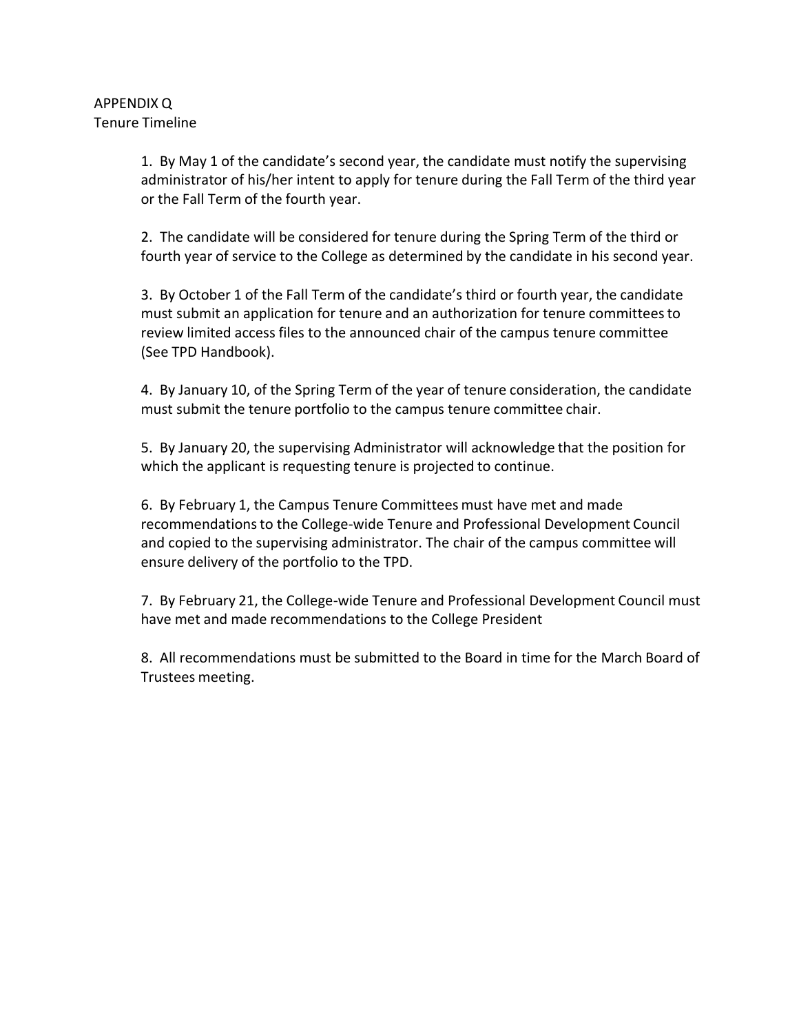APPENDIX Q
Tenure Timeline

1. By May 1 of the candidate's second year, the candidate must notify the supervising administrator of his/her intent to apply for tenure during the Fall Term of the third year or the Fall Term of the fourth year.

2. The candidate will be considered for tenure during the Spring Term of the third or fourth year of service to the College as determined by the candidate in his second year.

3. By October 1 of the Fall Term of the candidate's third or fourth year, the candidate must submit an application for tenure and an authorization for tenure committees to review limited access files to the announced chair of the campus tenure committee (See TPD Handbook).

4. By January 10, of the Spring Term of the year of tenure consideration, the candidate must submit the tenure portfolio to the campus tenure committee chair.

5. By January 20, the supervising Administrator will acknowledge that the position for which the applicant is requesting tenure is projected to continue.

6. By February 1, the Campus Tenure Committees must have met and made recommendations to the College-wide Tenure and Professional Development Council and copied to the supervising administrator. The chair of the campus committee will ensure delivery of the portfolio to the TPD.

7. By February 21, the College-wide Tenure and Professional Development Council must have met and made recommendations to the College President

8. All recommendations must be submitted to the Board in time for the March Board of Trustees meeting.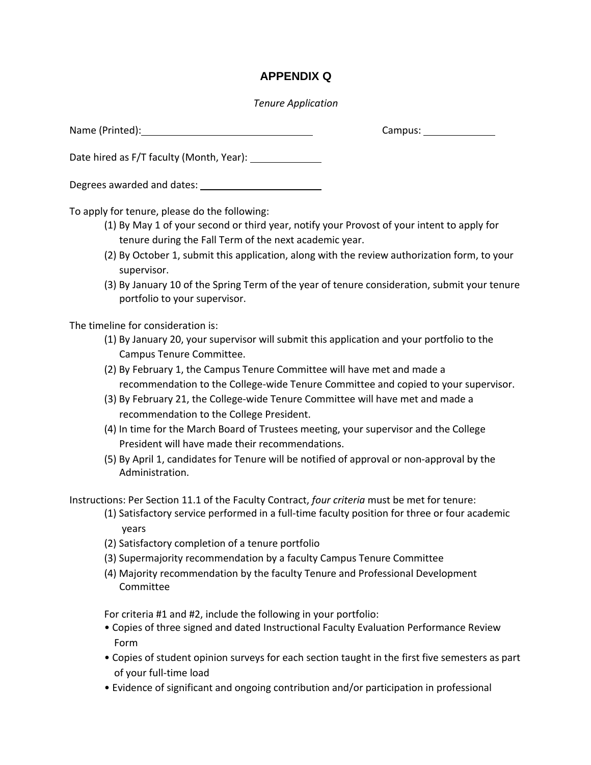# APPENDIX Q

*Tenure Application*

Name (Printed): ______________________________ Campus: ____________

Date hired as F/T faculty (Month, Year): ____________

Degrees awarded and dates: ______________________

To apply for tenure, please do the following:

(1) By May 1 of your second or third year, notify your Provost of your intent to apply for tenure during the Fall Term of the next academic year.
(2) By October 1, submit this application, along with the review authorization form, to your supervisor.
(3) By January 10 of the Spring Term of the year of tenure consideration, submit your tenure portfolio to your supervisor.

The timeline for consideration is:

(1) By January 20, your supervisor will submit this application and your portfolio to the Campus Tenure Committee.
(2) By February 1, the Campus Tenure Committee will have met and made a recommendation to the College-wide Tenure Committee and copied to your supervisor.
(3) By February 21, the College-wide Tenure Committee will have met and made a recommendation to the College President.
(4) In time for the March Board of Trustees meeting, your supervisor and the College President will have made their recommendations.
(5) By April 1, candidates for Tenure will be notified of approval or non-approval by the Administration.

Instructions: Per Section 11.1 of the Faculty Contract, *four criteria* must be met for tenure:

(1) Satisfactory service performed in a full-time faculty position for three or four academic years
(2) Satisfactory completion of a tenure portfolio
(3) Supermajority recommendation by a faculty Campus Tenure Committee
(4) Majority recommendation by the faculty Tenure and Professional Development Committee

For criteria #1 and #2, include the following in your portfolio:

- Copies of three signed and dated Instructional Faculty Evaluation Performance Review Form
- Copies of student opinion surveys for each section taught in the first five semesters as part of your full-time load
- Evidence of significant and ongoing contribution and/or participation in professional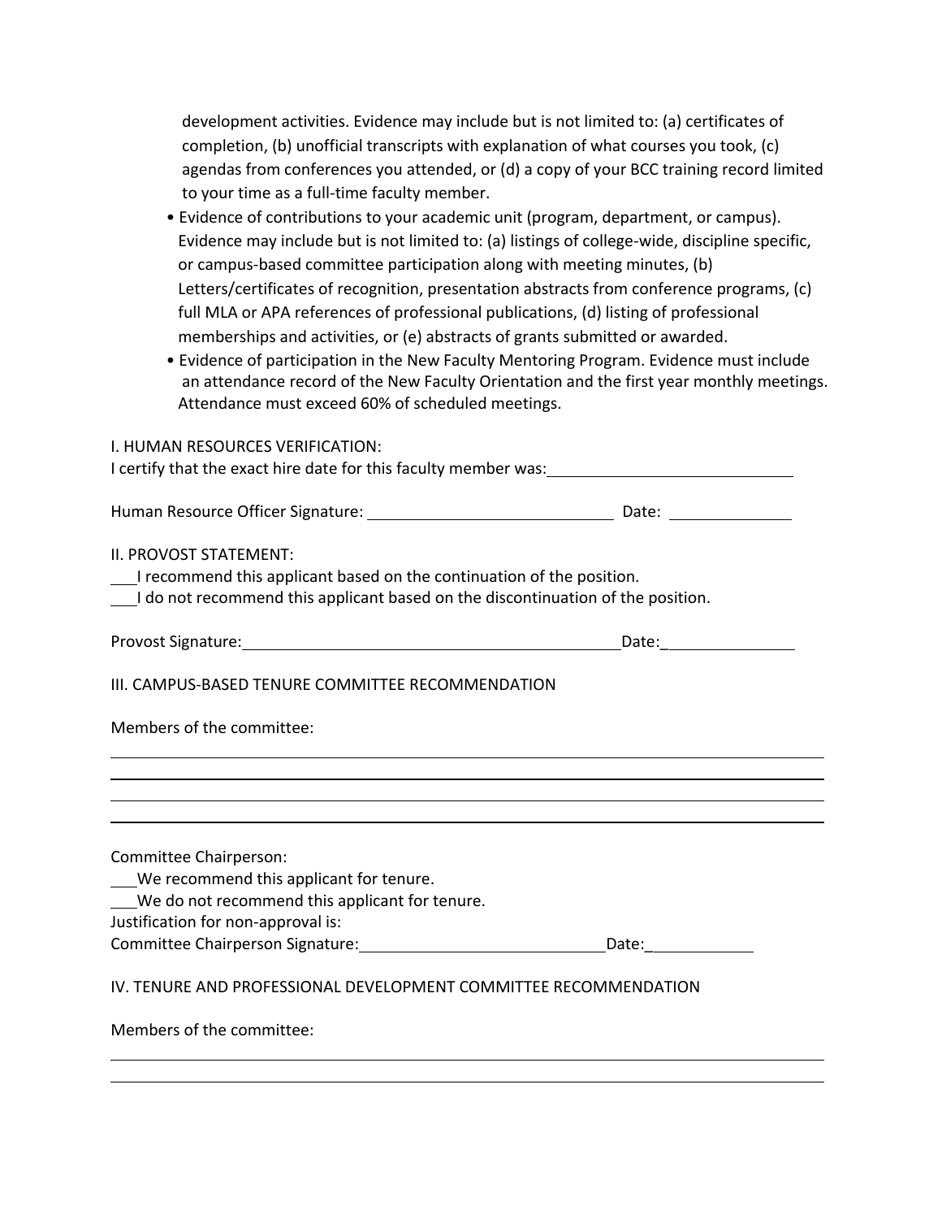development activities. Evidence may include but is not limited to: (a) certificates of completion, (b) unofficial transcripts with explanation of what courses you took, (c) agendas from conferences you attended, or (d) a copy of your BCC training record limited to your time as a full-time faculty member.

- Evidence of contributions to your academic unit (program, department, or campus). Evidence may include but is not limited to: (a) listings of college-wide, discipline specific, or campus-based committee participation along with meeting minutes, (b) Letters/certificates of recognition, presentation abstracts from conference programs, (c) full MLA or APA references of professional publications, (d) listing of professional memberships and activities, or (e) abstracts of grants submitted or awarded.
- Evidence of participation in the New Faculty Mentoring Program. Evidence must include an attendance record of the New Faculty Orientation and the first year monthly meetings. Attendance must exceed 60% of scheduled meetings.

I. HUMAN RESOURCES VERIFICATION:

I certify that the exact hire date for this faculty member was:____________________________

Human Resource Officer Signature: ____________________________ Date: ______________

II. PROVOST STATEMENT:

___I recommend this applicant based on the continuation of the position.

___I do not recommend this applicant based on the discontinuation of the position.

Provost Signature:____________________________________________Date:_______________

III. CAMPUS-BASED TENURE COMMITTEE RECOMMENDATION

Members of the committee:

________________________________________________________________________________

________________________________________________________________________________

________________________________________________________________________________

________________________________________________________________________________

Committee Chairperson:

___We recommend this applicant for tenure.

___We do not recommend this applicant for tenure.

Justification for non-approval is:

Committee Chairperson Signature:____________________________Date:____________

IV. TENURE AND PROFESSIONAL DEVELOPMENT COMMITTEE RECOMMENDATION

Members of the committee:

________________________________________________________________________________

________________________________________________________________________________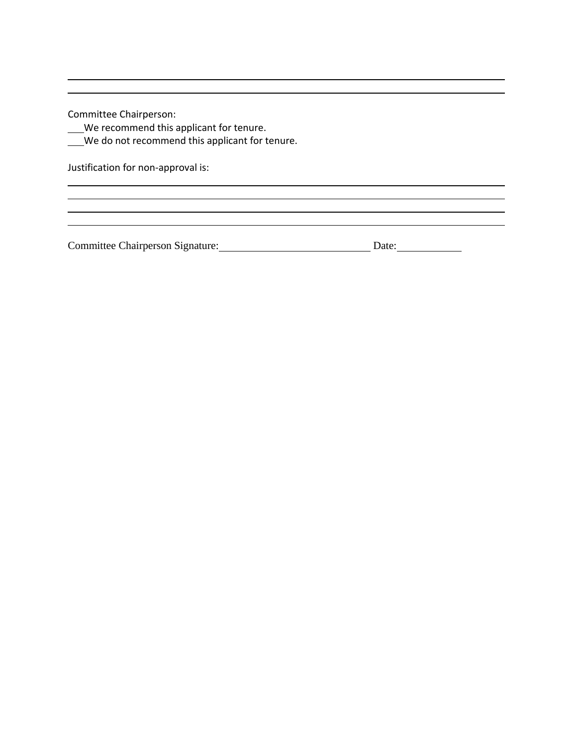Committee Chairperson:

___We recommend this applicant for tenure.

___We do not recommend this applicant for tenure.

Justification for non-approval is:

Committee Chairperson Signature:____________________________ Date:____________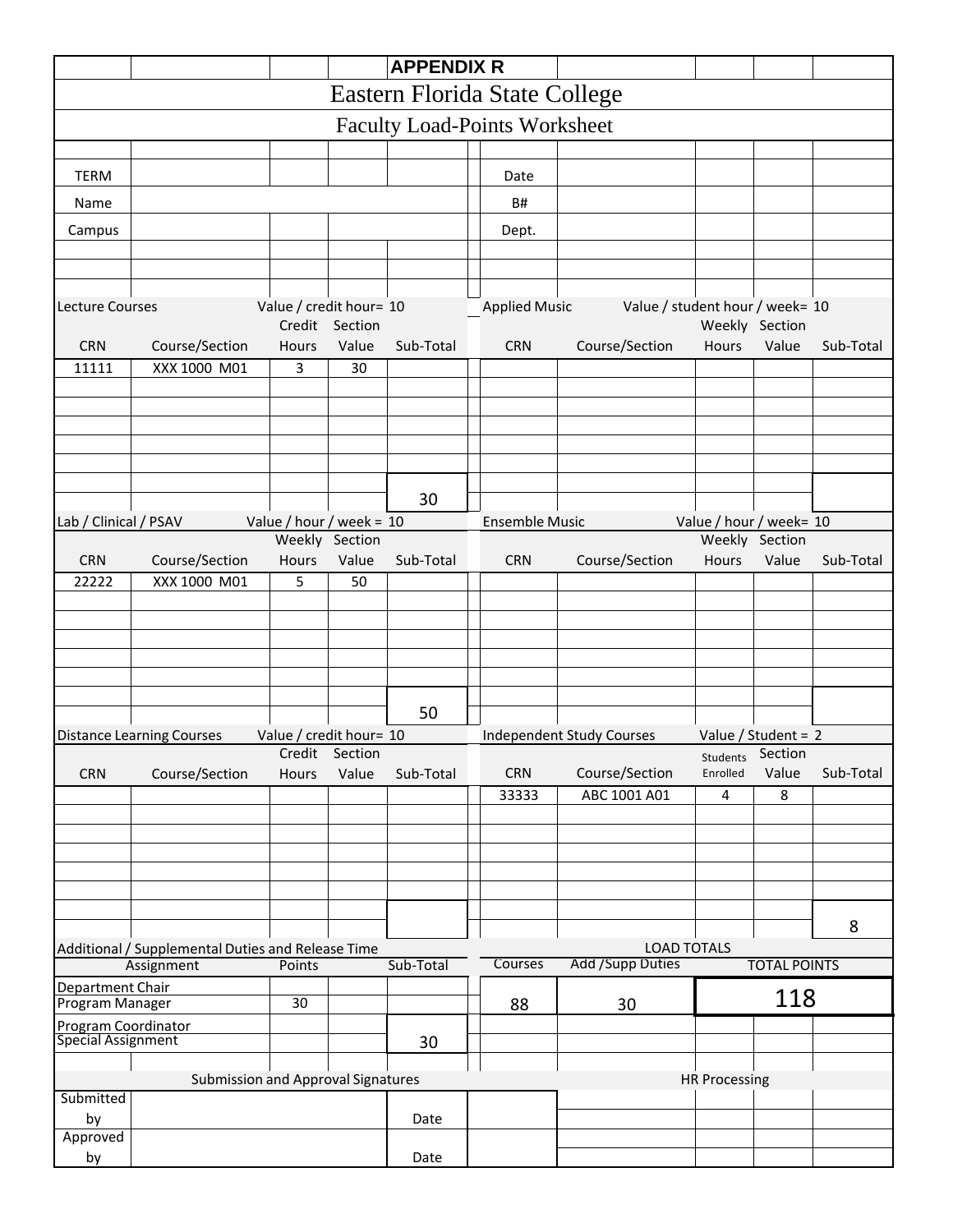**APPENDIX R**

# Eastern Florida State College

## Faculty Load-Points Worksheet

| | | | |
|---|---|---|---|
| TERM | | Date | |
| Name | | B# | |
| Campus | | Dept. | |

**Lecture Courses** — Value / credit hour= 10

| CRN | Course/Section | Credit Hours | Section Value | Sub-Total |
|---|---|---|---|---|
| 11111 | XXX 1000 M01 | 3 | 30 | |
| | | | | 30 |

**Applied Music** — Value / student hour / week= 10

| CRN | Course/Section | Weekly Hours | Section Value | Sub-Total |
|---|---|---|---|---|
| | | | | |

**Lab / Clinical / PSAV** — Value / hour / week = 10

| CRN | Course/Section | Weekly Hours | Section Value | Sub-Total |
|---|---|---|---|---|
| 22222 | XXX 1000 M01 | 5 | 50 | |
| | | | | 50 |

**Ensemble Music** — Value / hour / week= 10

| CRN | Course/Section | Weekly Hours | Section Value | Sub-Total |
|---|---|---|---|---|
| | | | | |

**Distance Learning Courses** — Value / credit hour= 10

| CRN | Course/Section | Credit Hours | Section Value | Sub-Total |
|---|---|---|---|---|
| | | | | |

**Independent Study Courses** — Value / Student = 2

| CRN | Course/Section | Students Enrolled | Section Value | Sub-Total |
|---|---|---|---|---|
| 33333 | ABC 1001 A01 | 4 | 8 | |
| | | | | 8 |

**Additional / Supplemental Duties and Release Time**

| Assignment | Points | Sub-Total |
|---|---|---|
| Department Chair<br>Program Manager | 30 | |
| Program Coordinator<br>Special Assignment | | 30 |

**LOAD TOTALS**

| Courses | Add /Supp Duties | TOTAL POINTS |
|---|---|---|
| 88 | 30 | 118 |

**Submission and Approval Signatures**

| | | | |
|---|---|---|---|
| Submitted by | | Date | |
| Approved by | | Date | |

**HR Processing**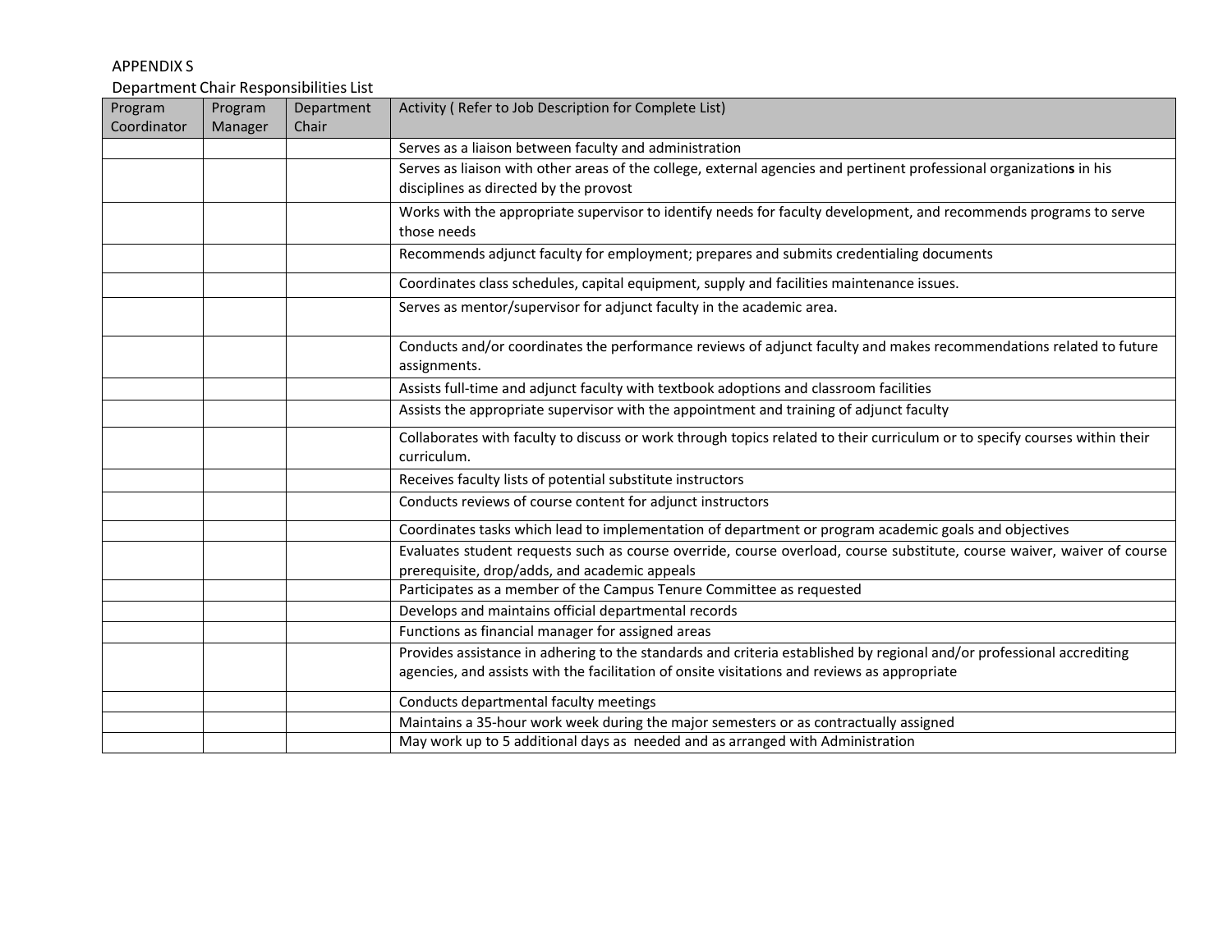APPENDIX S

Department Chair Responsibilities List

| Program Coordinator | Program Manager | Department Chair | Activity ( Refer to Job Description for Complete List) |
|---|---|---|---|
| | | | Serves as a liaison between faculty and administration |
| | | | Serves as liaison with other areas of the college, external agencies and pertinent professional organizations in his disciplines as directed by the provost |
| | | | Works with the appropriate supervisor to identify needs for faculty development, and recommends programs to serve those needs |
| | | | Recommends adjunct faculty for employment; prepares and submits credentialing documents |
| | | | Coordinates class schedules, capital equipment, supply and facilities maintenance issues. |
| | | | Serves as mentor/supervisor for adjunct faculty in the academic area. |
| | | | Conducts and/or coordinates the performance reviews of adjunct faculty and makes recommendations related to future assignments. |
| | | | Assists full-time and adjunct faculty with textbook adoptions and classroom facilities |
| | | | Assists the appropriate supervisor with the appointment and training of adjunct faculty |
| | | | Collaborates with faculty to discuss or work through topics related to their curriculum or to specify courses within their curriculum. |
| | | | Receives faculty lists of potential substitute instructors |
| | | | Conducts reviews of course content for adjunct instructors |
| | | | Coordinates tasks which lead to implementation of department or program academic goals and objectives |
| | | | Evaluates student requests such as course override, course overload, course substitute, course waiver, waiver of course prerequisite, drop/adds, and academic appeals |
| | | | Participates as a member of the Campus Tenure Committee as requested |
| | | | Develops and maintains official departmental records |
| | | | Functions as financial manager for assigned areas |
| | | | Provides assistance in adhering to the standards and criteria established by regional and/or professional accrediting agencies, and assists with the facilitation of onsite visitations and reviews as appropriate |
| | | | Conducts departmental faculty meetings |
| | | | Maintains a 35-hour work week during the major semesters or as contractually assigned |
| | | | May work up to 5 additional days as needed and as arranged with Administration |